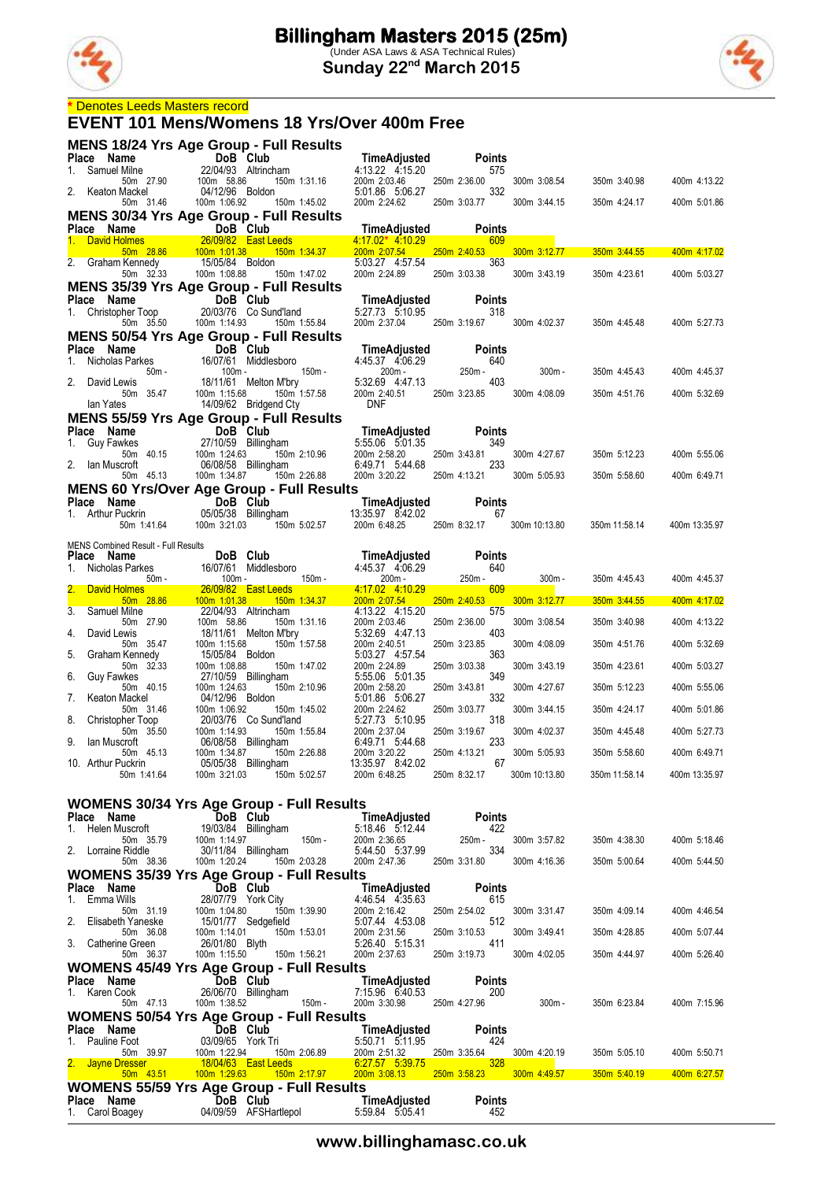# Billingham Masters 2015 (25m)

(Under ASA Laws & ASA Technical Rules)

**Sunday 22nd March 2015**

\* Denotes Leeds Masters record

## EVENT 101 Mens/Womens 18 Yrs/Over 400m Free

### MENS 18/24 Yrs Age Group - Full Results

| Place | Name | DoB | Club | Time | Adjusted | Points |
|---|---|---|---|---|---|---|
| 1. | Samuel Milne | 22/04/93 | Altrincham | 4:13.22 | 4:15.20 | 575 |
| | 50m 27.90 | 100m 58.86 | 150m 1:31.16 | 200m 2:03.46 | 250m 2:36.00 | 300m 3:08.54 | 350m 3:40.98 | 400m 4:13.22 |
| 2. | Keaton Mackel | 04/12/96 | Boldon | 5:01.86 | 5:06.27 | 332 |
| | 50m 31.46 | 100m 1:06.92 | 150m 1:45.02 | 200m 2:24.62 | 250m 3:03.77 | 300m 3:44.15 | 350m 4:24.17 | 400m 5:01.86 |

### MENS 30/34 Yrs Age Group - Full Results

| Place | Name | DoB | Club | Time | Adjusted | Points |
|---|---|---|---|---|---|---|
| 1. | David Holmes | 26/09/82 | East Leeds | 4:17.02* | 4:10.29 | 609 |
| | 50m 28.86 | 100m 1:01.38 | 150m 1:34.37 | 200m 2:07.54 | 250m 2:40.53 | 300m 3:12.77 | 350m 3:44.55 | 400m 4:17.02 |
| 2. | Graham Kennedy | 15/05/84 | Boldon | 5:03.27 | 4:57.54 | 363 |
| | 50m 32.33 | 100m 1:08.88 | 150m 1:47.02 | 200m 2:24.89 | 250m 3:03.38 | 300m 3:43.19 | 350m 4:23.61 | 400m 5:03.27 |

### MENS 35/39 Yrs Age Group - Full Results

| Place | Name | DoB | Club | Time | Adjusted | Points |
|---|---|---|---|---|---|---|
| 1. | Christopher Toop | 20/03/76 | Co Sund'land | 5:27.73 | 5:10.95 | 318 |
| | 50m 35.50 | 100m 1:14.93 | 150m 1:55.84 | 200m 2:37.04 | 250m 3:19.67 | 300m 4:02.37 | 350m 4:45.48 | 400m 5:27.73 |

### MENS 50/54 Yrs Age Group - Full Results

| Place | Name | DoB | Club | Time | Adjusted | Points |
|---|---|---|---|---|---|---|
| 1. | Nicholas Parkes | 16/07/61 | Middlesboro | 4:45.37 | 4:06.29 | 640 |
| | 50m - | 100m - | 150m - | 200m - | 250m - | 300m - | 350m 4:45.43 | 400m 4:45.37 |
| 2. | David Lewis | 18/11/61 | Melton M'bry | 5:32.69 | 4:47.13 | 403 |
| | 50m 35.47 | 100m 1:15.68 | 150m 1:57.58 | 200m 2:40.51 | 250m 3:23.85 | 300m 4:08.09 | 350m 4:51.76 | 400m 5:32.69 |
| | Ian Yates | 14/09/62 | Bridgend Cty | DNF | | |

### MENS 55/59 Yrs Age Group - Full Results

| Place | Name | DoB | Club | Time | Adjusted | Points |
|---|---|---|---|---|---|---|
| 1. | Guy Fawkes | 27/10/59 | Billingham | 5:55.06 | 5:01.35 | 349 |
| | 50m 40.15 | 100m 1:24.63 | 150m 2:10.96 | 200m 2:58.20 | 250m 3:43.81 | 300m 4:27.67 | 350m 5:12.23 | 400m 5:55.06 |
| 2. | Ian Muscroft | 06/08/58 | Billingham | 6:49.71 | 5:44.68 | 233 |
| | 50m 45.13 | 100m 1:34.87 | 150m 2:26.88 | 200m 3:20.22 | 250m 4:13.21 | 300m 5:05.93 | 350m 5:58.60 | 400m 6:49.71 |

### MENS 60 Yrs/Over Age Group - Full Results

| Place | Name | DoB | Club | Time | Adjusted | Points |
|---|---|---|---|---|---|---|
| 1. | Arthur Puckrin | 05/05/38 | Billingham | 13:35.97 | 8:42.02 | 67 |
| | 50m 1:41.64 | 100m 3:21.03 | 150m 5:02.57 | 200m 6:48.25 | 250m 8:32.17 | 300m 10:13.80 | 350m 11:58.14 | 400m 13:35.97 |

### MENS Combined Result - Full Results

| Place | Name | DoB | Club | Time | Adjusted | Points |
|---|---|---|---|---|---|---|
| 1. | Nicholas Parkes | 16/07/61 | Middlesboro | 4:45.37 | 4:06.29 | 640 |
| | 50m - | 100m - | 150m - | 200m - | 250m - | 300m - | 350m 4:45.43 | 400m 4:45.37 |
| 2. | David Holmes | 26/09/82 | East Leeds | 4:17.02 | 4:10.29 | 609 |
| | 50m 28.86 | 100m 1:01.38 | 150m 1:34.37 | 200m 2:07.54 | 250m 2:40.53 | 300m 3:12.77 | 350m 3:44.55 | 400m 4:17.02 |
| 3. | Samuel Milne | 22/04/93 | Altrincham | 4:13.22 | 4:15.20 | 575 |
| | 50m 27.90 | 100m 58.86 | 150m 1:31.16 | 200m 2:03.46 | 250m 2:36.00 | 300m 3:08.54 | 350m 3:40.98 | 400m 4:13.22 |
| 4. | David Lewis | 18/11/61 | Melton M'bry | 5:32.69 | 4:47.13 | 403 |
| | 50m 35.47 | 100m 1:15.68 | 150m 1:57.58 | 200m 2:40.51 | 250m 3:23.85 | 300m 4:08.09 | 350m 4:51.76 | 400m 5:32.69 |
| 5. | Graham Kennedy | 15/05/84 | Boldon | 5:03.27 | 4:57.54 | 363 |
| | 50m 32.33 | 100m 1:08.88 | 150m 1:47.02 | 200m 2:24.89 | 250m 3:03.38 | 300m 3:43.19 | 350m 4:23.61 | 400m 5:03.27 |
| 6. | Guy Fawkes | 27/10/59 | Billingham | 5:55.06 | 5:01.35 | 349 |
| | 50m 40.15 | 100m 1:24.63 | 150m 2:10.96 | 200m 2:58.20 | 250m 3:43.81 | 300m 4:27.67 | 350m 5:12.23 | 400m 5:55.06 |
| 7. | Keaton Mackel | 04/12/96 | Boldon | 5:01.86 | 5:06.27 | 332 |
| | 50m 31.46 | 100m 1:06.92 | 150m 1:45.02 | 200m 2:24.62 | 250m 3:03.77 | 300m 3:44.15 | 350m 4:24.17 | 400m 5:01.86 |
| 8. | Christopher Toop | 20/03/76 | Co Sund'land | 5:27.73 | 5:10.95 | 318 |
| | 50m 35.50 | 100m 1:14.93 | 150m 1:55.84 | 200m 2:37.04 | 250m 3:19.67 | 300m 4:02.37 | 350m 4:45.48 | 400m 5:27.73 |
| 9. | Ian Muscroft | 06/08/58 | Billingham | 6:49.71 | 5:44.68 | 233 |
| | 50m 45.13 | 100m 1:34.87 | 150m 2:26.88 | 200m 3:20.22 | 250m 4:13.21 | 300m 5:05.93 | 350m 5:58.60 | 400m 6:49.71 |
| 10. | Arthur Puckrin | 05/05/38 | Billingham | 13:35.97 | 8:42.02 | 67 |
| | 50m 1:41.64 | 100m 3:21.03 | 150m 5:02.57 | 200m 6:48.25 | 250m 8:32.17 | 300m 10:13.80 | 350m 11:58.14 | 400m 13:35.97 |

### WOMENS 30/34 Yrs Age Group - Full Results

| Place | Name | DoB | Club | Time | Adjusted | Points |
|---|---|---|---|---|---|---|
| 1. | Helen Muscroft | 19/03/84 | Billingham | 5:18.46 | 5:12.44 | 422 |
| | 50m 35.79 | 100m 1:14.97 | 150m - | 200m 2:36.65 | 250m - | 300m 3:57.82 | 350m 4:38.30 | 400m 5:18.46 |
| 2. | Lorraine Riddle | 30/11/84 | Billingham | 5:44.50 | 5:37.99 | 334 |
| | 50m 38.36 | 100m 1:20.24 | 150m 2:03.28 | 200m 2:47.36 | 250m 3:31.80 | 300m 4:16.36 | 350m 5:00.64 | 400m 5:44.50 |

### WOMENS 35/39 Yrs Age Group - Full Results

| Place | Name | DoB | Club | Time | Adjusted | Points |
|---|---|---|---|---|---|---|
| 1. | Emma Wills | 28/07/79 | York City | 4:46.54 | 4:35.63 | 615 |
| | 50m 31.19 | 100m 1:04.80 | 150m 1:39.90 | 200m 2:16.42 | 250m 2:54.02 | 300m 3:31.47 | 350m 4:09.14 | 400m 4:46.54 |
| 2. | Elisabeth Yaneske | 15/01/77 | Sedgefield | 5:07.44 | 4:53.08 | 512 |
| | 50m 36.08 | 100m 1:14.01 | 150m 1:53.01 | 200m 2:31.56 | 250m 3:10.53 | 300m 3:49.41 | 350m 4:28.85 | 400m 5:07.44 |
| 3. | Catherine Green | 26/01/80 | Blyth | 5:26.40 | 5:15.31 | 411 |
| | 50m 36.37 | 100m 1:15.50 | 150m 1:56.21 | 200m 2:37.63 | 250m 3:19.73 | 300m 4:02.05 | 350m 4:44.97 | 400m 5:26.40 |

### WOMENS 45/49 Yrs Age Group - Full Results

| Place | Name | DoB | Club | Time | Adjusted | Points |
|---|---|---|---|---|---|---|
| 1. | Karen Cook | 26/06/70 | Billingham | 7:15.96 | 6:40.53 | 200 |
| | 50m 47.13 | 100m 1:38.52 | 150m - | 200m 3:30.98 | 250m 4:27.96 | 300m - | 350m 6:23.84 | 400m 7:15.96 |

### WOMENS 50/54 Yrs Age Group - Full Results

| Place | Name | DoB | Club | Time | Adjusted | Points |
|---|---|---|---|---|---|---|
| 1. | Pauline Foot | 03/09/65 | York Tri | 5:50.71 | 5:11.95 | 424 |
| | 50m 39.97 | 100m 1:22.94 | 150m 2:06.89 | 200m 2:51.32 | 250m 3:35.64 | 300m 4:20.19 | 350m 5:05.10 | 400m 5:50.71 |
| 2. | Jayne Dresser | 18/04/63 | East Leeds | 6:27.57 | 5:39.75 | 328 |
| | 50m 43.51 | 100m 1:29.63 | 150m 2:17.97 | 200m 3:08.13 | 250m 3:58.23 | 300m 4:49.57 | 350m 5:40.19 | 400m 6:27.57 |

### WOMENS 55/59 Yrs Age Group - Full Results

| Place | Name | DoB | Club | Time | Adjusted | Points |
|---|---|---|---|---|---|---|
| 1. | Carol Boagey | 04/09/59 | AFSHartlepol | 5:59.84 | 5:05.41 | 452 |

www.billinghamasc.co.uk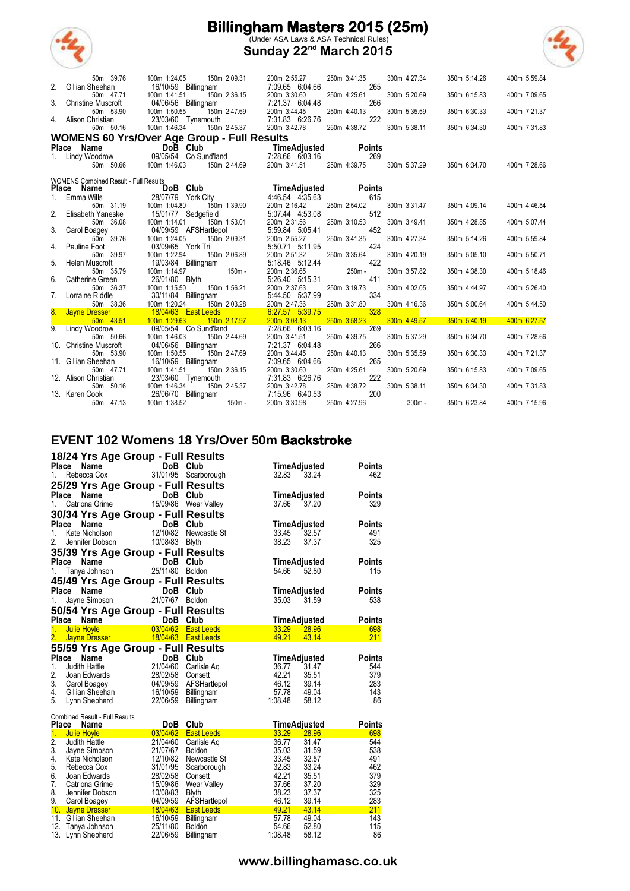# Billingham Masters 2015 (25m)

(Under ASA Laws & ASA Technical Rules)

**Sunday 22nd March 2015**

| Place | Name | DoB | Club | Time | Adjusted | Points | | | | |
|---|---|---|---|---|---|---|---|---|---|---|
| | 50m 39.76 | 100m 1:24.05 | 150m 2:09.31 | 200m 2:55.27 | | 250m 3:41.35 | 300m 4:27.34 | 350m 5:14.26 | 400m 5:59.84 | |
| 2. | Gillian Sheehan | 16/10/59 | Billingham | 7:09.65 | 6:04.66 | 265 | | | | |
| | 50m 47.71 | 100m 1:41.51 | 150m 2:36.15 | 200m 3:30.60 | | 250m 4:25.61 | 300m 5:20.69 | 350m 6:15.83 | 400m 7:09.65 | |
| 3. | Christine Muscroft | 04/06/56 | Billingham | 7:21.37 | 6:04.48 | 266 | | | | |
| | 50m 53.90 | 100m 1:50.55 | 150m 2:47.69 | 200m 3:44.45 | | 250m 4:40.13 | 300m 5:35.59 | 350m 6:30.33 | 400m 7:21.37 | |
| 4. | Alison Christian | 23/03/60 | Tynemouth | 7:31.83 | 6:26.76 | 222 | | | | |
| | 50m 50.16 | 100m 1:46.34 | 150m 2:45.37 | 200m 3:42.78 | | 250m 4:38.72 | 300m 5:38.11 | 350m 6:34.30 | 400m 7:31.83 | |

## WOMENS 60 Yrs/Over Age Group - Full Results

| Place | Name | DoB | Club | Time | Adjusted | Points | | | | |
|---|---|---|---|---|---|---|---|---|---|---|
| 1. | Lindy Woodrow | 09/05/54 | Co Sund'land | 7:28.66 | 6:03.16 | 269 | | | | |
| | 50m 50.66 | 100m 1:46.03 | 150m 2:44.69 | 200m 3:41.51 | | 250m 4:39.75 | 300m 5:37.29 | 350m 6:34.70 | 400m 7:28.66 | |

WOMENS Combined Result - Full Results

| Place | Name | DoB | Club | Time | Adjusted | Points | | | | |
|---|---|---|---|---|---|---|---|---|---|---|
| 1. | Emma Wills | 28/07/79 | York City | 4:46.54 | 4:35.63 | 615 | | | | |
| | 50m 31.19 | 100m 1:04.80 | 150m 1:39.90 | 200m 2:16.42 | | 250m 2:54.02 | 300m 3:31.47 | 350m 4:09.14 | 400m 4:46.54 | |
| 2. | Elisabeth Yaneske | 15/01/77 | Sedgefield | 5:07.44 | 4:53.08 | 512 | | | | |
| | 50m 36.08 | 100m 1:14.01 | 150m 1:53.01 | 200m 2:31.56 | | 250m 3:10.53 | 300m 3:49.41 | 350m 4:28.85 | 400m 5:07.44 | |
| 3. | Carol Boagey | 04/09/59 | AFSHartlepol | 5:59.84 | 5:05.41 | 452 | | | | |
| | 50m 39.76 | 100m 1:24.05 | 150m 2:09.31 | 200m 2:55.27 | | 250m 3:41.35 | 300m 4:27.34 | 350m 5:14.26 | 400m 5:59.84 | |
| 4. | Pauline Foot | 03/09/65 | York Tri | 5:50.71 | 5:11.95 | 424 | | | | |
| | 50m 39.97 | 100m 1:22.94 | 150m 2:06.89 | 200m 2:51.32 | | 250m 3:35.64 | 300m 4:20.19 | 350m 5:05.10 | 400m 5:50.71 | |
| 5. | Helen Muscroft | 19/03/84 | Billingham | 5:18.46 | 5:12.44 | 422 | | | | |
| | 50m 35.79 | 100m 1:14.97 | 150m - | 200m 2:36.65 | | 250m - | 300m 3:57.82 | 350m 4:38.30 | 400m 5:18.46 | |
| 6. | Catherine Green | 26/01/80 | Blyth | 5:26.40 | 5:15.31 | 411 | | | | |
| | 50m 36.37 | 100m 1:15.50 | 150m 1:56.21 | 200m 2:37.63 | | 250m 3:19.73 | 300m 4:02.05 | 350m 4:44.97 | 400m 5:26.40 | |
| 7. | Lorraine Riddle | 30/11/84 | Billingham | 5:44.50 | 5:37.99 | 334 | | | | |
| | 50m 38.36 | 100m 1:20.24 | 150m 2:03.28 | 200m 2:47.36 | | 250m 3:31.80 | 300m 4:16.36 | 350m 5:00.64 | 400m 5:44.50 | |
| 8. | Jayne Dresser | 18/04/63 | East Leeds | 6:27.57 | 5:39.75 | 328 | | | | |
| | 50m 43.51 | 100m 1:29.63 | 150m 2:17.97 | 200m 3:08.13 | | 250m 3:58.23 | 300m 4:49.57 | 350m 5:40.19 | 400m 6:27.57 | |
| 9. | Lindy Woodrow | 09/05/54 | Co Sund'land | 7:28.66 | 6:03.16 | 269 | | | | |
| | 50m 50.66 | 100m 1:46.03 | 150m 2:44.69 | 200m 3:41.51 | | 250m 4:39.75 | 300m 5:37.29 | 350m 6:34.70 | 400m 7:28.66 | |
| 10. | Christine Muscroft | 04/06/56 | Billingham | 7:21.37 | 6:04.48 | 266 | | | | |
| | 50m 53.90 | 100m 1:50.55 | 150m 2:47.69 | 200m 3:44.45 | | 250m 4:40.13 | 300m 5:35.59 | 350m 6:30.33 | 400m 7:21.37 | |
| 11. | Gillian Sheehan | 16/10/59 | Billingham | 7:09.65 | 6:04.66 | 265 | | | | |
| | 50m 47.71 | 100m 1:41.51 | 150m 2:36.15 | 200m 3:30.60 | | 250m 4:25.61 | 300m 5:20.69 | 350m 6:15.83 | 400m 7:09.65 | |
| 12. | Alison Christian | 23/03/60 | Tynemouth | 7:31.83 | 6:26.76 | 222 | | | | |
| | 50m 50.16 | 100m 1:46.34 | 150m 2:45.37 | 200m 3:42.78 | | 250m 4:38.72 | 300m 5:38.11 | 350m 6:34.30 | 400m 7:31.83 | |
| 13. | Karen Cook | 26/06/70 | Billingham | 7:15.96 | 6:40.53 | 200 | | | | |
| | 50m 47.13 | 100m 1:38.52 | 150m - | 200m 3:30.98 | | 250m 4:27.96 | 300m - | 350m 6:23.84 | 400m 7:15.96 | |

## EVENT 102 Womens 18 Yrs/Over 50m Backstroke

### 18/24 Yrs Age Group - Full Results

| Place | Name | DoB | Club | Time | Adjusted | Points |
|---|---|---|---|---|---|---|
| 1. | Rebecca Cox | 31/01/95 | Scarborough | 32.83 | 33.24 | 462 |

### 25/29 Yrs Age Group - Full Results

| Place | Name | DoB | Club | Time | Adjusted | Points |
|---|---|---|---|---|---|---|
| 1. | Catriona Grime | 15/09/86 | Wear Valley | 37.66 | 37.20 | 329 |

### 30/34 Yrs Age Group - Full Results

| Place | Name | DoB | Club | Time | Adjusted | Points |
|---|---|---|---|---|---|---|
| 1. | Kate Nicholson | 12/10/82 | Newcastle St | 33.45 | 32.57 | 491 |
| 2. | Jennifer Dobson | 10/08/83 | Blyth | 38.23 | 37.37 | 325 |

### 35/39 Yrs Age Group - Full Results

| Place | Name | DoB | Club | Time | Adjusted | Points |
|---|---|---|---|---|---|---|
| 1. | Tanya Johnson | 25/11/80 | Boldon | 54.66 | 52.80 | 115 |

### 45/49 Yrs Age Group - Full Results

| Place | Name | DoB | Club | Time | Adjusted | Points |
|---|---|---|---|---|---|---|
| 1. | Jayne Simpson | 21/07/67 | Boldon | 35.03 | 31.59 | 538 |

### 50/54 Yrs Age Group - Full Results

| Place | Name | DoB | Club | Time | Adjusted | Points |
|---|---|---|---|---|---|---|
| 1. | Julie Hoyle | 03/04/62 | East Leeds | 33.29 | 28.96 | 698 |
| 2. | Jayne Dresser | 18/04/63 | East Leeds | 49.21 | 43.14 | 211 |

### 55/59 Yrs Age Group - Full Results

| Place | Name | DoB | Club | Time | Adjusted | Points |
|---|---|---|---|---|---|---|
| 1. | Judith Hattle | 21/04/60 | Carlisle Aq | 36.77 | 31.47 | 544 |
| 2. | Joan Edwards | 28/02/58 | Consett | 42.21 | 35.51 | 379 |
| 3. | Carol Boagey | 04/09/59 | AFSHartlepol | 46.12 | 39.14 | 283 |
| 4. | Gillian Sheehan | 16/10/59 | Billingham | 57.78 | 49.04 | 143 |
| 5. | Lynn Shepherd | 22/06/59 | Billingham | 1:08.48 | 58.12 | 86 |

Combined Result - Full Results

| Place | Name | DoB | Club | Time | Adjusted | Points |
|---|---|---|---|---|---|---|
| 1. | Julie Hoyle | 03/04/62 | East Leeds | 33.29 | 28.96 | 698 |
| 2. | Judith Hattle | 21/04/60 | Carlisle Aq | 36.77 | 31.47 | 544 |
| 3. | Jayne Simpson | 21/07/67 | Boldon | 35.03 | 31.59 | 538 |
| 4. | Kate Nicholson | 12/10/82 | Newcastle St | 33.45 | 32.57 | 491 |
| 5. | Rebecca Cox | 31/01/95 | Scarborough | 32.83 | 33.24 | 462 |
| 6. | Joan Edwards | 28/02/58 | Consett | 42.21 | 35.51 | 379 |
| 7. | Catriona Grime | 15/09/86 | Wear Valley | 37.66 | 37.20 | 329 |
| 8. | Jennifer Dobson | 10/08/83 | Blyth | 38.23 | 37.37 | 325 |
| 9. | Carol Boagey | 04/09/59 | AFSHartlepol | 46.12 | 39.14 | 283 |
| 10. | Jayne Dresser | 18/04/63 | East Leeds | 49.21 | 43.14 | 211 |
| 11. | Gillian Sheehan | 16/10/59 | Billingham | 57.78 | 49.04 | 143 |
| 12. | Tanya Johnson | 25/11/80 | Boldon | 54.66 | 52.80 | 115 |
| 13. | Lynn Shepherd | 22/06/59 | Billingham | 1:08.48 | 58.12 | 86 |

www.billinghamasc.co.uk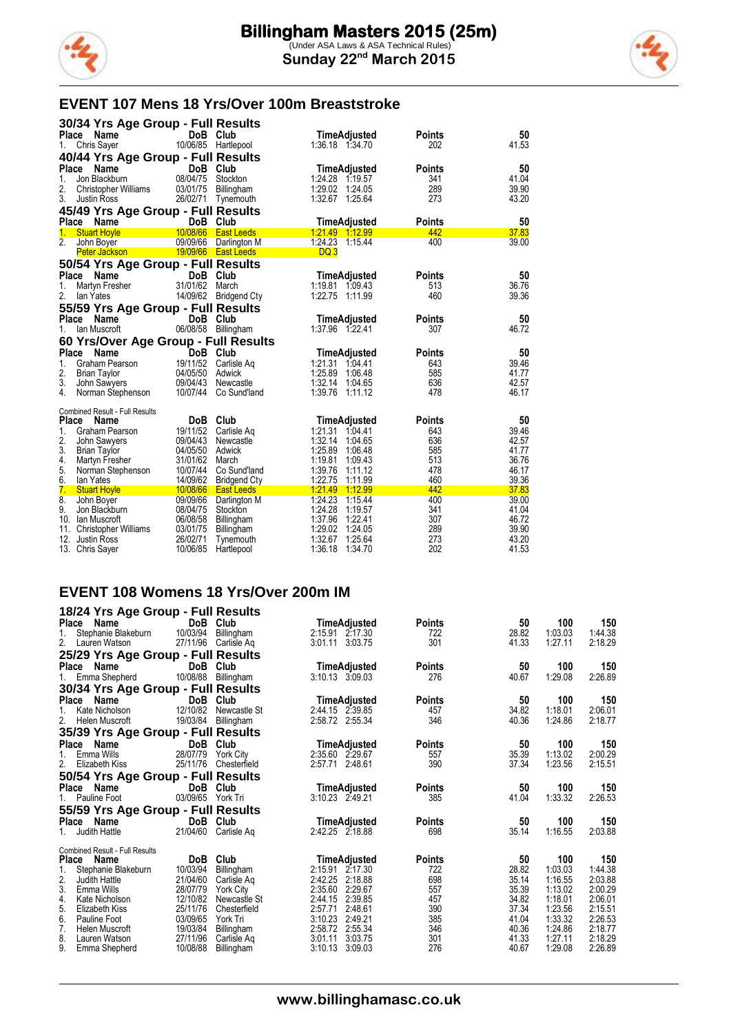# Billingham Masters 2015 (25m)

(Under ASA Laws & ASA Technical Rules)

**Sunday 22nd March 2015**

## EVENT 107 Mens 18 Yrs/Over 100m Breaststroke

### 30/34 Yrs Age Group - Full Results

| Place | Name | DoB | Club | Time | Adjusted | Points | 50 |
|---|---|---|---|---|---|---|---|
| 1. | Chris Sayer | 10/06/85 | Hartlepool | 1:36.18 | 1:34.70 | 202 | 41.53 |

### 40/44 Yrs Age Group - Full Results

| Place | Name | DoB | Club | Time | Adjusted | Points | 50 |
|---|---|---|---|---|---|---|---|
| 1. | Jon Blackburn | 08/04/75 | Stockton | 1:24.28 | 1:19.57 | 341 | 41.04 |
| 2. | Christopher Williams | 03/01/75 | Billingham | 1:29.02 | 1:24.05 | 289 | 39.90 |
| 3. | Justin Ross | 26/02/71 | Tynemouth | 1:32.67 | 1:25.64 | 273 | 43.20 |

### 45/49 Yrs Age Group - Full Results

| Place | Name | DoB | Club | Time | Adjusted | Points | 50 |
|---|---|---|---|---|---|---|---|
| 1. | Stuart Hoyle | 10/08/66 | East Leeds | 1:21.49 | 1:12.99 | 442 | 37.83 |
| 2. | John Boyer | 09/09/66 | Darlington M | 1:24.23 | 1:15.44 | 400 | 39.00 |
| | Peter Jackson | 19/09/66 | East Leeds | DQ 3 | | | |

### 50/54 Yrs Age Group - Full Results

| Place | Name | DoB | Club | Time | Adjusted | Points | 50 |
|---|---|---|---|---|---|---|---|
| 1. | Martyn Fresher | 31/01/62 | March | 1:19.81 | 1:09.43 | 513 | 36.76 |
| 2. | Ian Yates | 14/09/62 | Bridgend Cty | 1:22.75 | 1:11.99 | 460 | 39.36 |

### 55/59 Yrs Age Group - Full Results

| Place | Name | DoB | Club | Time | Adjusted | Points | 50 |
|---|---|---|---|---|---|---|---|
| 1. | Ian Muscroft | 06/08/58 | Billingham | 1:37.96 | 1:22.41 | 307 | 46.72 |

### 60 Yrs/Over Age Group - Full Results

| Place | Name | DoB | Club | Time | Adjusted | Points | 50 |
|---|---|---|---|---|---|---|---|
| 1. | Graham Pearson | 19/11/52 | Carlisle Aq | 1:21.31 | 1:04.41 | 643 | 39.46 |
| 2. | Brian Taylor | 04/05/50 | Adwick | 1:25.89 | 1:06.48 | 585 | 41.77 |
| 3. | John Sawyers | 09/04/43 | Newcastle | 1:32.14 | 1:04.65 | 636 | 42.57 |
| 4. | Norman Stephenson | 10/07/44 | Co Sund'land | 1:39.76 | 1:11.12 | 478 | 46.17 |

### Combined Result - Full Results

| Place | Name | DoB | Club | Time | Adjusted | Points | 50 |
|---|---|---|---|---|---|---|---|
| 1. | Graham Pearson | 19/11/52 | Carlisle Aq | 1:21.31 | 1:04.41 | 643 | 39.46 |
| 2. | John Sawyers | 09/04/43 | Newcastle | 1:32.14 | 1:04.65 | 636 | 42.57 |
| 3. | Brian Taylor | 04/05/50 | Adwick | 1:25.89 | 1:06.48 | 585 | 41.77 |
| 4. | Martyn Fresher | 31/01/62 | March | 1:19.81 | 1:09.43 | 513 | 36.76 |
| 5. | Norman Stephenson | 10/07/44 | Co Sund'land | 1:39.76 | 1:11.12 | 478 | 46.17 |
| 6. | Ian Yates | 14/09/62 | Bridgend Cty | 1:22.75 | 1:11.99 | 460 | 39.36 |
| 7. | Stuart Hoyle | 10/08/66 | East Leeds | 1:21.49 | 1:12.99 | 442 | 37.83 |
| 8. | John Boyer | 09/09/66 | Darlington M | 1:24.23 | 1:15.44 | 400 | 39.00 |
| 9. | Jon Blackburn | 08/04/75 | Stockton | 1:24.28 | 1:19.57 | 341 | 41.04 |
| 10. | Ian Muscroft | 06/08/58 | Billingham | 1:37.96 | 1:22.41 | 307 | 46.72 |
| 11. | Christopher Williams | 03/01/75 | Billingham | 1:29.02 | 1:24.05 | 289 | 39.90 |
| 12. | Justin Ross | 26/02/71 | Tynemouth | 1:32.67 | 1:25.64 | 273 | 43.20 |
| 13. | Chris Sayer | 10/06/85 | Hartlepool | 1:36.18 | 1:34.70 | 202 | 41.53 |

## EVENT 108 Womens 18 Yrs/Over 200m IM

### 18/24 Yrs Age Group - Full Results

| Place | Name | DoB | Club | Time | Adjusted | Points | 50 | 100 | 150 |
|---|---|---|---|---|---|---|---|---|---|
| 1. | Stephanie Blakeburn | 10/03/94 | Billingham | 2:15.91 | 2:17.30 | 722 | 28.82 | 1:03.03 | 1:44.38 |
| 2. | Lauren Watson | 27/11/96 | Carlisle Aq | 3:01.11 | 3:03.75 | 301 | 41.33 | 1:27.11 | 2:18.29 |

### 25/29 Yrs Age Group - Full Results

| Place | Name | DoB | Club | Time | Adjusted | Points | 50 | 100 | 150 |
|---|---|---|---|---|---|---|---|---|---|
| 1. | Emma Shepherd | 10/08/88 | Billingham | 3:10.13 | 3:09.03 | 276 | 40.67 | 1:29.08 | 2:26.89 |

### 30/34 Yrs Age Group - Full Results

| Place | Name | DoB | Club | Time | Adjusted | Points | 50 | 100 | 150 |
|---|---|---|---|---|---|---|---|---|---|
| 1. | Kate Nicholson | 12/10/82 | Newcastle St | 2:44.15 | 2:39.85 | 457 | 34.82 | 1:18.01 | 2:06.01 |
| 2. | Helen Muscroft | 19/03/84 | Billingham | 2:58.72 | 2:55.34 | 346 | 40.36 | 1:24.86 | 2:18.77 |

### 35/39 Yrs Age Group - Full Results

| Place | Name | DoB | Club | Time | Adjusted | Points | 50 | 100 | 150 |
|---|---|---|---|---|---|---|---|---|---|
| 1. | Emma Wills | 28/07/79 | York City | 2:35.60 | 2:29.67 | 557 | 35.39 | 1:13.02 | 2:00.29 |
| 2. | Elizabeth Kiss | 25/11/76 | Chesterfield | 2:57.71 | 2:48.61 | 390 | 37.34 | 1:23.56 | 2:15.51 |

### 50/54 Yrs Age Group - Full Results

| Place | Name | DoB | Club | Time | Adjusted | Points | 50 | 100 | 150 |
|---|---|---|---|---|---|---|---|---|---|
| 1. | Pauline Foot | 03/09/65 | York Tri | 3:10.23 | 2:49.21 | 385 | 41.04 | 1:33.32 | 2:26.53 |

### 55/59 Yrs Age Group - Full Results

| Place | Name | DoB | Club | Time | Adjusted | Points | 50 | 100 | 150 |
|---|---|---|---|---|---|---|---|---|---|
| 1. | Judith Hattle | 21/04/60 | Carlisle Aq | 2:42.25 | 2:18.88 | 698 | 35.14 | 1:16.55 | 2:03.88 |

### Combined Result - Full Results

| Place | Name | DoB | Club | Time | Adjusted | Points | 50 | 100 | 150 |
|---|---|---|---|---|---|---|---|---|---|
| 1. | Stephanie Blakeburn | 10/03/94 | Billingham | 2:15.91 | 2:17.30 | 722 | 28.82 | 1:03.03 | 1:44.38 |
| 2. | Judith Hattle | 21/04/60 | Carlisle Aq | 2:42.25 | 2:18.88 | 698 | 35.14 | 1:16.55 | 2:03.88 |
| 3. | Emma Wills | 28/07/79 | York City | 2:35.60 | 2:29.67 | 557 | 35.39 | 1:13.02 | 2:00.29 |
| 4. | Kate Nicholson | 12/10/82 | Newcastle St | 2:44.15 | 2:39.85 | 457 | 34.82 | 1:18.01 | 2:06.01 |
| 5. | Elizabeth Kiss | 25/11/76 | Chesterfield | 2:57.71 | 2:48.61 | 390 | 37.34 | 1:23.56 | 2:15.51 |
| 6. | Pauline Foot | 03/09/65 | York Tri | 3:10.23 | 2:49.21 | 385 | 41.04 | 1:33.32 | 2:26.53 |
| 7. | Helen Muscroft | 19/03/84 | Billingham | 2:58.72 | 2:55.34 | 346 | 40.36 | 1:24.86 | 2:18.77 |
| 8. | Lauren Watson | 27/11/96 | Carlisle Aq | 3:01.11 | 3:03.75 | 301 | 41.33 | 1:27.11 | 2:18.29 |
| 9. | Emma Shepherd | 10/08/88 | Billingham | 3:10.13 | 3:09.03 | 276 | 40.67 | 1:29.08 | 2:26.89 |

www.billinghamasc.co.uk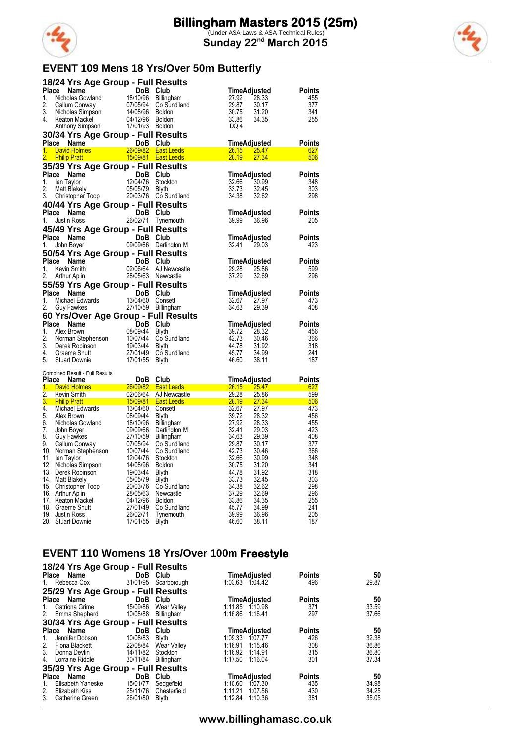# Billingham Masters 2015 (25m)

(Under ASA Laws & ASA Technical Rules)

**Sunday 22nd March 2015**

## EVENT 109 Mens 18 Yrs/Over 50m Butterfly

### 18/24 Yrs Age Group - Full Results

| Place | Name | DoB | Club | Time | Adjusted | Points |
|---|---|---|---|---|---|---|
| 1. | Nicholas Gowland | 18/10/96 | Billingham | 27.92 | 28.33 | 455 |
| 2. | Callum Conway | 07/05/94 | Co Sund'land | 29.87 | 30.17 | 377 |
| 3. | Nicholas Simpson | 14/08/96 | Boldon | 30.75 | 31.20 | 341 |
| 4. | Keaton Mackel | 04/12/96 | Boldon | 33.86 | 34.35 | 255 |
| | Anthony Simpson | 17/01/93 | Boldon | DQ 4 | | |

### 30/34 Yrs Age Group - Full Results

| Place | Name | DoB | Club | Time | Adjusted | Points |
|---|---|---|---|---|---|---|
| 1. | David Holmes | 26/09/82 | East Leeds | 26.15 | 25.47 | 627 |
| 2. | Philip Pratt | 15/09/81 | East Leeds | 28.19 | 27.34 | 506 |

### 35/39 Yrs Age Group - Full Results

| Place | Name | DoB | Club | Time | Adjusted | Points |
|---|---|---|---|---|---|---|
| 1. | Ian Taylor | 12/04/76 | Stockton | 32.66 | 30.99 | 348 |
| 2. | Matt Blakely | 05/05/79 | Blyth | 33.73 | 32.45 | 303 |
| 3. | Christopher Toop | 20/03/76 | Co Sund'land | 34.38 | 32.62 | 298 |

### 40/44 Yrs Age Group - Full Results

| Place | Name | DoB | Club | Time | Adjusted | Points |
|---|---|---|---|---|---|---|
| 1. | Justin Ross | 26/02/71 | Tynemouth | 39.99 | 36.96 | 205 |

### 45/49 Yrs Age Group - Full Results

| Place | Name | DoB | Club | Time | Adjusted | Points |
|---|---|---|---|---|---|---|
| 1. | John Boyer | 09/09/66 | Darlington M | 32.41 | 29.03 | 423 |

### 50/54 Yrs Age Group - Full Results

| Place | Name | DoB | Club | Time | Adjusted | Points |
|---|---|---|---|---|---|---|
| 1. | Kevin Smith | 02/06/64 | AJ Newcastle | 29.28 | 25.86 | 599 |
| 2. | Arthur Aplin | 28/05/63 | Newcastle | 37.29 | 32.69 | 296 |

### 55/59 Yrs Age Group - Full Results

| Place | Name | DoB | Club | Time | Adjusted | Points |
|---|---|---|---|---|---|---|
| 1. | Michael Edwards | 13/04/60 | Consett | 32.67 | 27.97 | 473 |
| 2. | Guy Fawkes | 27/10/59 | Billingham | 34.63 | 29.39 | 408 |

### 60 Yrs/Over Age Group - Full Results

| Place | Name | DoB | Club | Time | Adjusted | Points |
|---|---|---|---|---|---|---|
| 1. | Alex Brown | 08/09/44 | Blyth | 39.72 | 28.32 | 456 |
| 2. | Norman Stephenson | 10/07/44 | Co Sund'land | 42.73 | 30.46 | 366 |
| 3. | Derek Robinson | 19/03/44 | Blyth | 44.78 | 31.92 | 318 |
| 4. | Graeme Shutt | 27/01/49 | Co Sund'land | 45.77 | 34.99 | 241 |
| 5. | Stuart Downie | 17/01/55 | Blyth | 46.60 | 38.11 | 187 |

### Combined Result - Full Results

| Place | Name | DoB | Club | Time | Adjusted | Points |
|---|---|---|---|---|---|---|
| 1. | David Holmes | 26/09/82 | East Leeds | 26.15 | 25.47 | 627 |
| 2. | Kevin Smith | 02/06/64 | AJ Newcastle | 29.28 | 25.86 | 599 |
| 3. | Philip Pratt | 15/09/81 | East Leeds | 28.19 | 27.34 | 506 |
| 4. | Michael Edwards | 13/04/60 | Consett | 32.67 | 27.97 | 473 |
| 5. | Alex Brown | 08/09/44 | Blyth | 39.72 | 28.32 | 456 |
| 6. | Nicholas Gowland | 18/10/96 | Billingham | 27.92 | 28.33 | 455 |
| 7. | John Boyer | 09/09/66 | Darlington M | 32.41 | 29.03 | 423 |
| 8. | Guy Fawkes | 27/10/59 | Billingham | 34.63 | 29.39 | 408 |
| 9. | Callum Conway | 07/05/94 | Co Sund'land | 29.87 | 30.17 | 377 |
| 10. | Norman Stephenson | 10/07/44 | Co Sund'land | 42.73 | 30.46 | 366 |
| 11. | Ian Taylor | 12/04/76 | Stockton | 32.66 | 30.99 | 348 |
| 12. | Nicholas Simpson | 14/08/96 | Boldon | 30.75 | 31.20 | 341 |
| 13. | Derek Robinson | 19/03/44 | Blyth | 44.78 | 31.92 | 318 |
| 14. | Matt Blakely | 05/05/79 | Blyth | 33.73 | 32.45 | 303 |
| 15. | Christopher Toop | 20/03/76 | Co Sund'land | 34.38 | 32.62 | 298 |
| 16. | Arthur Aplin | 28/05/63 | Newcastle | 37.29 | 32.69 | 296 |
| 17. | Keaton Mackel | 04/12/96 | Boldon | 33.86 | 34.35 | 255 |
| 18. | Graeme Shutt | 27/01/49 | Co Sund'land | 45.77 | 34.99 | 241 |
| 19. | Justin Ross | 26/02/71 | Tynemouth | 39.99 | 36.96 | 205 |
| 20. | Stuart Downie | 17/01/55 | Blyth | 46.60 | 38.11 | 187 |

## EVENT 110 Womens 18 Yrs/Over 100m Freestyle

### 18/24 Yrs Age Group - Full Results

| Place | Name | DoB | Club | Time | Adjusted | Points | 50 |
|---|---|---|---|---|---|---|---|
| 1. | Rebecca Cox | 31/01/95 | Scarborough | 1:03.63 | 1:04.42 | 496 | 29.87 |

### 25/29 Yrs Age Group - Full Results

| Place | Name | DoB | Club | Time | Adjusted | Points | 50 |
|---|---|---|---|---|---|---|---|
| 1. | Catriona Grime | 15/09/86 | Wear Valley | 1:11.85 | 1:10.98 | 371 | 33.59 |
| 2. | Emma Shepherd | 10/08/88 | Billingham | 1:16.86 | 1:16.41 | 297 | 37.66 |

### 30/34 Yrs Age Group - Full Results

| Place | Name | DoB | Club | Time | Adjusted | Points | 50 |
|---|---|---|---|---|---|---|---|
| 1. | Jennifer Dobson | 10/08/83 | Blyth | 1:09.33 | 1:07.77 | 426 | 32.38 |
| 2. | Fiona Blackett | 22/08/84 | Wear Valley | 1:16.91 | 1:15.46 | 308 | 36.86 |
| 3. | Donna Devlin | 14/11/82 | Stockton | 1:16.92 | 1:14.91 | 315 | 36.80 |
| 4. | Lorraine Riddle | 30/11/84 | Billingham | 1:17.50 | 1:16.04 | 301 | 37.34 |

### 35/39 Yrs Age Group - Full Results

| Place | Name | DoB | Club | Time | Adjusted | Points | 50 |
|---|---|---|---|---|---|---|---|
| 1. | Elisabeth Yaneske | 15/01/77 | Sedgefield | 1:10.60 | 1:07.30 | 435 | 34.98 |
| 2. | Elizabeth Kiss | 25/11/76 | Chesterfield | 1:11.21 | 1:07.56 | 430 | 34.25 |
| 3. | Catherine Green | 26/01/80 | Blyth | 1:12.84 | 1:10.36 | 381 | 35.05 |

www.billinghamasc.co.uk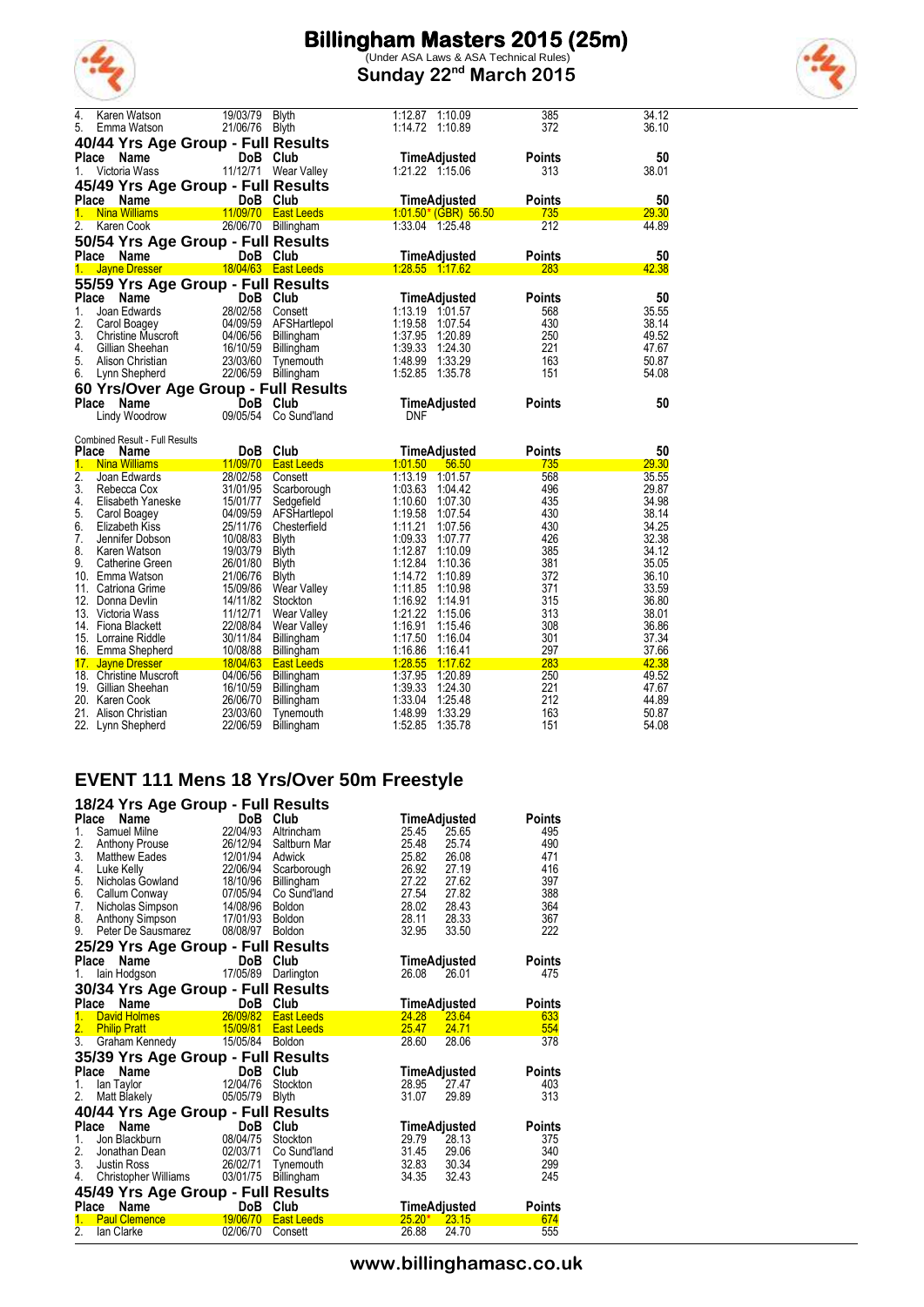| Place | Name | DoB | Club | Time | Adjusted | Points | 50 |
|---|---|---|---|---|---|---|---|
| 4. | Karen Watson | 19/03/79 | Blyth | 1:12.87 | 1:10.09 | 385 | 34.12 |
| 5. | Emma Watson | 21/06/76 | Blyth | 1:14.72 | 1:10.89 | 372 | 36.10 |

## 40/44 Yrs Age Group - Full Results

| Place | Name | DoB | Club | Time | Adjusted | Points | 50 |
|---|---|---|---|---|---|---|---|
| 1. | Victoria Wass | 11/12/71 | Wear Valley | 1:21.22 | 1:15.06 | 313 | 38.01 |

## 45/49 Yrs Age Group - Full Results

| Place | Name | DoB | Club | Time | Adjusted | Points | 50 |
|---|---|---|---|---|---|---|---|
| 1. | Nina Williams | 11/09/70 | East Leeds | 1:01.50* (GBR) | 56.50 | 735 | 29.30 |
| 2. | Karen Cook | 26/06/70 | Billingham | 1:33.04 | 1:25.48 | 212 | 44.89 |

## 50/54 Yrs Age Group - Full Results

| Place | Name | DoB | Club | Time | Adjusted | Points | 50 |
|---|---|---|---|---|---|---|---|
| 1. | Jayne Dresser | 18/04/63 | East Leeds | 1:28.55 | 1:17.62 | 283 | 42.38 |

## 55/59 Yrs Age Group - Full Results

| Place | Name | DoB | Club | Time | Adjusted | Points | 50 |
|---|---|---|---|---|---|---|---|
| 1. | Joan Edwards | 28/02/58 | Consett | 1:13.19 | 1:01.57 | 568 | 35.55 |
| 2. | Carol Boagey | 04/09/59 | AFSHartlepol | 1:19.58 | 1:07.54 | 430 | 38.14 |
| 3. | Christine Muscroft | 04/06/56 | Billingham | 1:37.95 | 1:20.89 | 250 | 49.52 |
| 4. | Gillian Sheehan | 16/10/59 | Billingham | 1:39.33 | 1:24.30 | 221 | 47.67 |
| 5. | Alison Christian | 23/03/60 | Tynemouth | 1:48.99 | 1:33.29 | 163 | 50.87 |
| 6. | Lynn Shepherd | 22/06/59 | Billingham | 1:52.85 | 1:35.78 | 151 | 54.08 |

## 60 Yrs/Over Age Group - Full Results

| Place | Name | DoB | Club | Time | Adjusted | Points | 50 |
|---|---|---|---|---|---|---|---|
| | Lindy Woodrow | 09/05/54 | Co Sund'land | DNF | | | |

Combined Result - Full Results

| Place | Name | DoB | Club | Time | Adjusted | Points | 50 |
|---|---|---|---|---|---|---|---|
| 1. | Nina Williams | 11/09/70 | East Leeds | 1:01.50 | 56.50 | 735 | 29.30 |
| 2. | Joan Edwards | 28/02/58 | Consett | 1:13.19 | 1:01.57 | 568 | 35.55 |
| 3. | Rebecca Cox | 31/01/95 | Scarborough | 1:03.63 | 1:04.42 | 496 | 29.87 |
| 4. | Elisabeth Yaneske | 15/01/77 | Sedgefield | 1:10.60 | 1:07.30 | 435 | 34.98 |
| 5. | Carol Boagey | 04/09/59 | AFSHartlepol | 1:19.58 | 1:07.54 | 430 | 38.14 |
| 6. | Elizabeth Kiss | 25/11/76 | Chesterfield | 1:11.21 | 1:07.56 | 430 | 34.25 |
| 7. | Jennifer Dobson | 10/08/83 | Blyth | 1:09.33 | 1:07.77 | 426 | 32.38 |
| 8. | Karen Watson | 19/03/79 | Blyth | 1:12.87 | 1:10.09 | 385 | 34.12 |
| 9. | Catherine Green | 26/01/80 | Blyth | 1:12.84 | 1:10.36 | 381 | 35.05 |
| 10. | Emma Watson | 21/06/76 | Blyth | 1:14.72 | 1:10.89 | 372 | 36.10 |
| 11. | Catriona Grime | 15/09/86 | Wear Valley | 1:11.85 | 1:10.98 | 371 | 33.59 |
| 12. | Donna Devlin | 14/11/82 | Stockton | 1:16.92 | 1:14.91 | 315 | 36.80 |
| 13. | Victoria Wass | 11/12/71 | Wear Valley | 1:21.22 | 1:15.06 | 313 | 38.01 |
| 14. | Fiona Blackett | 22/08/84 | Wear Valley | 1:16.91 | 1:15.46 | 308 | 36.86 |
| 15. | Lorraine Riddle | 30/11/84 | Billingham | 1:17.50 | 1:16.04 | 301 | 37.34 |
| 16. | Emma Shepherd | 10/08/88 | Billingham | 1:16.86 | 1:16.41 | 297 | 37.66 |
| 17. | Jayne Dresser | 18/04/63 | East Leeds | 1:28.55 | 1:17.62 | 283 | 42.38 |
| 18. | Christine Muscroft | 04/06/56 | Billingham | 1:37.95 | 1:20.89 | 250 | 49.52 |
| 19. | Gillian Sheehan | 16/10/59 | Billingham | 1:39.33 | 1:24.30 | 221 | 47.67 |
| 20. | Karen Cook | 26/06/70 | Billingham | 1:33.04 | 1:25.48 | 212 | 44.89 |
| 21. | Alison Christian | 23/03/60 | Tynemouth | 1:48.99 | 1:33.29 | 163 | 50.87 |
| 22. | Lynn Shepherd | 22/06/59 | Billingham | 1:52.85 | 1:35.78 | 151 | 54.08 |

# EVENT 111 Mens 18 Yrs/Over 50m Freestyle

## 18/24 Yrs Age Group - Full Results

| Place | Name | DoB | Club | Time | Adjusted | Points |
|---|---|---|---|---|---|---|
| 1. | Samuel Milne | 22/04/93 | Altrincham | 25.45 | 25.65 | 495 |
| 2. | Anthony Prouse | 26/12/94 | Saltburn Mar | 25.48 | 25.74 | 490 |
| 3. | Matthew Eades | 12/01/94 | Adwick | 25.82 | 26.08 | 471 |
| 4. | Luke Kelly | 22/06/94 | Scarborough | 26.92 | 27.19 | 416 |
| 5. | Nicholas Gowland | 18/10/96 | Billingham | 27.22 | 27.62 | 397 |
| 6. | Callum Conway | 07/05/94 | Co Sund'land | 27.54 | 27.82 | 388 |
| 7. | Nicholas Simpson | 14/08/96 | Boldon | 28.02 | 28.43 | 364 |
| 8. | Anthony Simpson | 17/01/93 | Boldon | 28.11 | 28.33 | 367 |
| 9. | Peter De Sausmarez | 08/08/97 | Boldon | 32.95 | 33.50 | 222 |

## 25/29 Yrs Age Group - Full Results

| Place | Name | DoB | Club | Time | Adjusted | Points |
|---|---|---|---|---|---|---|
| 1. | Iain Hodgson | 17/05/89 | Darlington | 26.08 | 26.01 | 475 |

## 30/34 Yrs Age Group - Full Results

| Place | Name | DoB | Club | Time | Adjusted | Points |
|---|---|---|---|---|---|---|
| 1. | David Holmes | 26/09/82 | East Leeds | 24.28 | 23.64 | 633 |
| 2. | Philip Pratt | 15/09/81 | East Leeds | 25.47 | 24.71 | 554 |
| 3. | Graham Kennedy | 15/05/84 | Boldon | 28.60 | 28.06 | 378 |

## 35/39 Yrs Age Group - Full Results

| Place | Name | DoB | Club | Time | Adjusted | Points |
|---|---|---|---|---|---|---|
| 1. | Ian Taylor | 12/04/76 | Stockton | 28.95 | 27.47 | 403 |
| 2. | Matt Blakely | 05/05/79 | Blyth | 31.07 | 29.89 | 313 |

## 40/44 Yrs Age Group - Full Results

| Place | Name | DoB | Club | Time | Adjusted | Points |
|---|---|---|---|---|---|---|
| 1. | Jon Blackburn | 08/04/75 | Stockton | 29.79 | 28.13 | 375 |
| 2. | Jonathan Dean | 02/03/71 | Co Sund'land | 31.45 | 29.06 | 340 |
| 3. | Justin Ross | 26/02/71 | Tynemouth | 32.83 | 30.34 | 299 |
| 4. | Christopher Williams | 03/01/75 | Billingham | 34.35 | 32.43 | 245 |

## 45/49 Yrs Age Group - Full Results

| Place | Name | DoB | Club | Time | Adjusted | Points |
|---|---|---|---|---|---|---|
| 1. | Paul Clemence | 19/06/70 | East Leeds | 25.20* | 23.15 | 674 |
| 2. | Ian Clarke | 02/06/70 | Consett | 26.88 | 24.70 | 555 |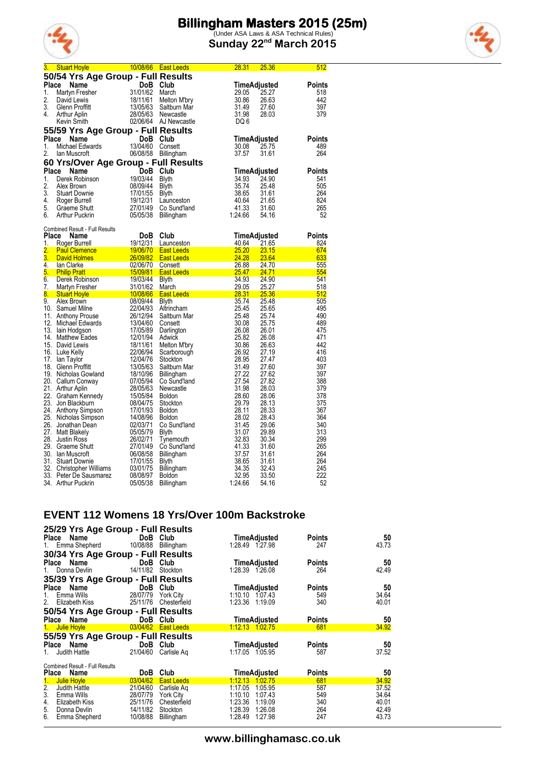| Place | Name | DoB | Club | Time | Adjusted | Points |
|---|---|---|---|---|---|---|
| 3. | Stuart Hoyle | 10/08/66 | East Leeds | 28.31 | 25.36 | 512 |

## 50/54 Yrs Age Group - Full Results

| Place | Name | DoB | Club | Time | Adjusted | Points |
|---|---|---|---|---|---|---|
| 1. | Martyn Fresher | 31/01/62 | March | 29.05 | 25.27 | 518 |
| 2. | David Lewis | 18/11/61 | Melton M'bry | 30.86 | 26.63 | 442 |
| 3. | Glenn Proffitt | 13/05/63 | Saltburn Mar | 31.49 | 27.60 | 397 |
| 4. | Arthur Aplin | 28/05/63 | Newcastle | 31.98 | 28.03 | 379 |
| | Kevin Smith | 02/06/64 | AJ Newcastle | DQ 6 | | |

## 55/59 Yrs Age Group - Full Results

| Place | Name | DoB | Club | Time | Adjusted | Points |
|---|---|---|---|---|---|---|
| 1. | Michael Edwards | 13/04/60 | Consett | 30.08 | 25.75 | 489 |
| 2. | Ian Muscroft | 06/08/58 | Billingham | 37.57 | 31.61 | 264 |

## 60 Yrs/Over Age Group - Full Results

| Place | Name | DoB | Club | Time | Adjusted | Points |
|---|---|---|---|---|---|---|
| 1. | Derek Robinson | 19/03/44 | Blyth | 34.93 | 24.90 | 541 |
| 2. | Alex Brown | 08/09/44 | Blyth | 35.74 | 25.48 | 505 |
| 3. | Stuart Downie | 17/01/55 | Blyth | 38.65 | 31.61 | 264 |
| 4. | Roger Burrell | 19/12/31 | Launceston | 40.64 | 21.65 | 824 |
| 5. | Graeme Shutt | 27/01/49 | Co Sund'land | 41.33 | 31.60 | 265 |
| 6. | Arthur Puckrin | 05/05/38 | Billingham | 1:24.66 | 54.16 | 52 |

Combined Result - Full Results

| Place | Name | DoB | Club | Time | Adjusted | Points |
|---|---|---|---|---|---|---|
| 1. | Roger Burrell | 19/12/31 | Launceston | 40.64 | 21.65 | 824 |
| 2. | Paul Clemence | 19/06/70 | East Leeds | 25.20 | 23.15 | 674 |
| 3. | David Holmes | 26/09/82 | East Leeds | 24.28 | 23.64 | 633 |
| 4. | Ian Clarke | 02/06/70 | Consett | 26.88 | 24.70 | 555 |
| 5. | Philip Pratt | 15/09/81 | East Leeds | 25.47 | 24.71 | 554 |
| 6. | Derek Robinson | 19/03/44 | Blyth | 34.93 | 24.90 | 541 |
| 7. | Martyn Fresher | 31/01/62 | March | 29.05 | 25.27 | 518 |
| 8. | Stuart Hoyle | 10/08/66 | East Leeds | 28.31 | 25.36 | 512 |
| 9. | Alex Brown | 08/09/44 | Blyth | 35.74 | 25.48 | 505 |
| 10. | Samuel Milne | 22/04/93 | Altrincham | 25.45 | 25.65 | 495 |
| 11. | Anthony Prouse | 26/12/94 | Saltburn Mar | 25.48 | 25.74 | 490 |
| 12. | Michael Edwards | 13/04/60 | Consett | 30.08 | 25.75 | 489 |
| 13. | Iain Hodgson | 17/05/89 | Darlington | 26.08 | 26.01 | 475 |
| 14. | Matthew Eades | 12/01/94 | Adwick | 25.82 | 26.08 | 471 |
| 15. | David Lewis | 18/11/61 | Melton M'bry | 30.86 | 26.63 | 442 |
| 16. | Luke Kelly | 22/06/94 | Scarborough | 26.92 | 27.19 | 416 |
| 17. | Ian Taylor | 12/04/76 | Stockton | 28.95 | 27.47 | 403 |
| 18. | Glenn Proffitt | 13/05/63 | Saltburn Mar | 31.49 | 27.60 | 397 |
| 19. | Nicholas Gowland | 18/10/96 | Billingham | 27.22 | 27.62 | 397 |
| 20. | Callum Conway | 07/05/94 | Co Sund'land | 27.54 | 27.82 | 388 |
| 21. | Arthur Aplin | 28/05/63 | Newcastle | 31.98 | 28.03 | 379 |
| 22. | Graham Kennedy | 15/05/84 | Boldon | 28.60 | 28.06 | 378 |
| 23. | Jon Blackburn | 08/04/75 | Stockton | 29.79 | 28.13 | 375 |
| 24. | Anthony Simpson | 17/01/93 | Boldon | 28.11 | 28.33 | 367 |
| 25. | Nicholas Simpson | 14/08/96 | Boldon | 28.02 | 28.43 | 364 |
| 26. | Jonathan Dean | 02/03/71 | Co Sund'land | 31.45 | 29.06 | 340 |
| 27. | Matt Blakely | 05/05/79 | Blyth | 31.07 | 29.89 | 313 |
| 28. | Justin Ross | 26/02/71 | Tynemouth | 32.83 | 30.34 | 299 |
| 29. | Graeme Shutt | 27/01/49 | Co Sund'land | 41.33 | 31.60 | 265 |
| 30. | Ian Muscroft | 06/08/58 | Billingham | 37.57 | 31.61 | 264 |
| 31. | Stuart Downie | 17/01/55 | Blyth | 38.65 | 31.61 | 264 |
| 32. | Christopher Williams | 03/01/75 | Billingham | 34.35 | 32.43 | 245 |
| 33. | Peter De Sausmarez | 08/08/97 | Boldon | 32.95 | 33.50 | 222 |
| 34. | Arthur Puckrin | 05/05/38 | Billingham | 1:24.66 | 54.16 | 52 |

# EVENT 112 Womens 18 Yrs/Over 100m Backstroke

## 25/29 Yrs Age Group - Full Results

| Place | Name | DoB | Club | Time | Adjusted | Points | 50 |
|---|---|---|---|---|---|---|---|
| 1. | Emma Shepherd | 10/08/88 | Billingham | 1:28.49 | 1:27.98 | 247 | 43.73 |

## 30/34 Yrs Age Group - Full Results

| Place | Name | DoB | Club | Time | Adjusted | Points | 50 |
|---|---|---|---|---|---|---|---|
| 1. | Donna Devlin | 14/11/82 | Stockton | 1:28.39 | 1:26.08 | 264 | 42.49 |

## 35/39 Yrs Age Group - Full Results

| Place | Name | DoB | Club | Time | Adjusted | Points | 50 |
|---|---|---|---|---|---|---|---|
| 1. | Emma Wills | 28/07/79 | York City | 1:10.10 | 1:07.43 | 549 | 34.64 |
| 2. | Elizabeth Kiss | 25/11/76 | Chesterfield | 1:23.36 | 1:19.09 | 340 | 40.01 |

## 50/54 Yrs Age Group - Full Results

| Place | Name | DoB | Club | Time | Adjusted | Points | 50 |
|---|---|---|---|---|---|---|---|
| 1. | Julie Hoyle | 03/04/62 | East Leeds | 1:12.13 | 1:02.75 | 681 | 34.92 |

## 55/59 Yrs Age Group - Full Results

| Place | Name | DoB | Club | Time | Adjusted | Points | 50 |
|---|---|---|---|---|---|---|---|
| 1. | Judith Hattle | 21/04/60 | Carlisle Aq | 1:17.05 | 1:05.95 | 587 | 37.52 |

Combined Result - Full Results

| Place | Name | DoB | Club | Time | Adjusted | Points | 50 |
|---|---|---|---|---|---|---|---|
| 1. | Julie Hoyle | 03/04/62 | East Leeds | 1:12.13 | 1:02.75 | 681 | 34.92 |
| 2. | Judith Hattle | 21/04/60 | Carlisle Aq | 1:17.05 | 1:05.95 | 587 | 37.52 |
| 3. | Emma Wills | 28/07/79 | York City | 1:10.10 | 1:07.43 | 549 | 34.64 |
| 4. | Elizabeth Kiss | 25/11/76 | Chesterfield | 1:23.36 | 1:19.09 | 340 | 40.01 |
| 5. | Donna Devlin | 14/11/82 | Stockton | 1:28.39 | 1:26.08 | 264 | 42.49 |
| 6. | Emma Shepherd | 10/08/88 | Billingham | 1:28.49 | 1:27.98 | 247 | 43.73 |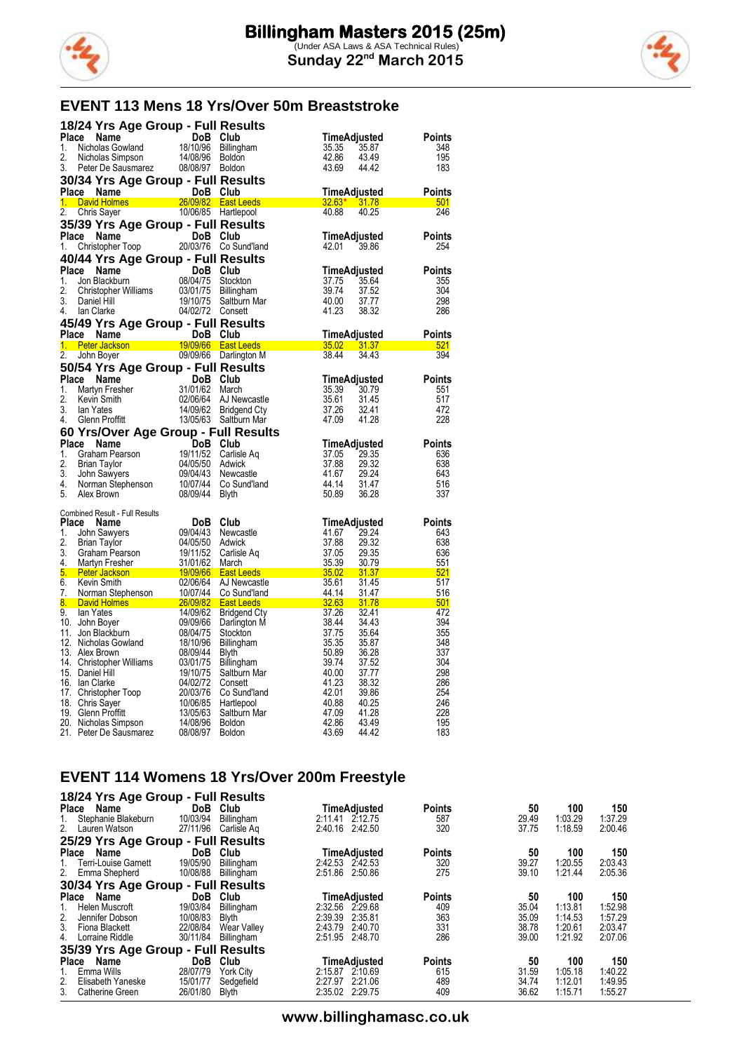# Billingham Masters 2015 (25m)

(Under ASA Laws & ASA Technical Rules)

**Sunday 22nd March 2015**

## EVENT 113 Mens 18 Yrs/Over 50m Breaststroke

### 18/24 Yrs Age Group - Full Results

| Place | Name | DoB | Club | Time | Adjusted | Points |
|---|---|---|---|---|---|---|
| 1. | Nicholas Gowland | 18/10/96 | Billingham | 35.35 | 35.87 | 348 |
| 2. | Nicholas Simpson | 14/08/96 | Boldon | 42.86 | 43.49 | 195 |
| 3. | Peter De Sausmarez | 08/08/97 | Boldon | 43.69 | 44.42 | 183 |

### 30/34 Yrs Age Group - Full Results

| Place | Name | DoB | Club | Time | Adjusted | Points |
|---|---|---|---|---|---|---|
| 1. | David Holmes | 26/09/82 | East Leeds | 32.63* | 31.78 | 501 |
| 2. | Chris Sayer | 10/06/85 | Hartlepool | 40.88 | 40.25 | 246 |

### 35/39 Yrs Age Group - Full Results

| Place | Name | DoB | Club | Time | Adjusted | Points |
|---|---|---|---|---|---|---|
| 1. | Christopher Toop | 20/03/76 | Co Sund'land | 42.01 | 39.86 | 254 |

### 40/44 Yrs Age Group - Full Results

| Place | Name | DoB | Club | Time | Adjusted | Points |
|---|---|---|---|---|---|---|
| 1. | Jon Blackburn | 08/04/75 | Stockton | 37.75 | 35.64 | 355 |
| 2. | Christopher Williams | 03/01/75 | Billingham | 39.74 | 37.52 | 304 |
| 3. | Daniel Hill | 19/10/75 | Saltburn Mar | 40.00 | 37.77 | 298 |
| 4. | Ian Clarke | 04/02/72 | Consett | 41.23 | 38.32 | 286 |

### 45/49 Yrs Age Group - Full Results

| Place | Name | DoB | Club | Time | Adjusted | Points |
|---|---|---|---|---|---|---|
| 1. | Peter Jackson | 19/09/66 | East Leeds | 35.02 | 31.37 | 521 |
| 2. | John Boyer | 09/09/66 | Darlington M | 38.44 | 34.43 | 394 |

### 50/54 Yrs Age Group - Full Results

| Place | Name | DoB | Club | Time | Adjusted | Points |
|---|---|---|---|---|---|---|
| 1. | Martyn Fresher | 31/01/62 | March | 35.39 | 30.79 | 551 |
| 2. | Kevin Smith | 02/06/64 | AJ Newcastle | 35.61 | 31.45 | 517 |
| 3. | Ian Yates | 14/09/62 | Bridgend Cty | 37.26 | 32.41 | 472 |
| 4. | Glenn Proffitt | 13/05/63 | Saltburn Mar | 47.09 | 41.28 | 228 |

### 60 Yrs/Over Age Group - Full Results

| Place | Name | DoB | Club | Time | Adjusted | Points |
|---|---|---|---|---|---|---|
| 1. | Graham Pearson | 19/11/52 | Carlisle Aq | 37.05 | 29.35 | 636 |
| 2. | Brian Taylor | 04/05/50 | Adwick | 37.88 | 29.32 | 638 |
| 3. | John Sawyers | 09/04/43 | Newcastle | 41.67 | 29.24 | 643 |
| 4. | Norman Stephenson | 10/07/44 | Co Sund'land | 44.14 | 31.47 | 516 |
| 5. | Alex Brown | 08/09/44 | Blyth | 50.89 | 36.28 | 337 |

### Combined Result - Full Results

| Place | Name | DoB | Club | Time | Adjusted | Points |
|---|---|---|---|---|---|---|
| 1. | John Sawyers | 09/04/43 | Newcastle | 41.67 | 29.24 | 643 |
| 2. | Brian Taylor | 04/05/50 | Adwick | 37.88 | 29.32 | 638 |
| 3. | Graham Pearson | 19/11/52 | Carlisle Aq | 37.05 | 29.35 | 636 |
| 4. | Martyn Fresher | 31/01/62 | March | 35.39 | 30.79 | 551 |
| 5. | Peter Jackson | 19/09/66 | East Leeds | 35.02 | 31.37 | 521 |
| 6. | Kevin Smith | 02/06/64 | AJ Newcastle | 35.61 | 31.45 | 517 |
| 7. | Norman Stephenson | 10/07/44 | Co Sund'land | 44.14 | 31.47 | 516 |
| 8. | David Holmes | 26/09/82 | East Leeds | 32.63 | 31.78 | 501 |
| 9. | Ian Yates | 14/09/62 | Bridgend Cty | 37.26 | 32.41 | 472 |
| 10. | John Boyer | 09/09/66 | Darlington M | 38.44 | 34.43 | 394 |
| 11. | Jon Blackburn | 08/04/75 | Stockton | 37.75 | 35.64 | 355 |
| 12. | Nicholas Gowland | 18/10/96 | Billingham | 35.35 | 35.87 | 348 |
| 13. | Alex Brown | 08/09/44 | Blyth | 50.89 | 36.28 | 337 |
| 14. | Christopher Williams | 03/01/75 | Billingham | 39.74 | 37.52 | 304 |
| 15. | Daniel Hill | 19/10/75 | Saltburn Mar | 40.00 | 37.77 | 298 |
| 16. | Ian Clarke | 04/02/72 | Consett | 41.23 | 38.32 | 286 |
| 17. | Christopher Toop | 20/03/76 | Co Sund'land | 42.01 | 39.86 | 254 |
| 18. | Chris Sayer | 10/06/85 | Hartlepool | 40.88 | 40.25 | 246 |
| 19. | Glenn Proffitt | 13/05/63 | Saltburn Mar | 47.09 | 41.28 | 228 |
| 20. | Nicholas Simpson | 14/08/96 | Boldon | 42.86 | 43.49 | 195 |
| 21. | Peter De Sausmarez | 08/08/97 | Boldon | 43.69 | 44.42 | 183 |

## EVENT 114 Womens 18 Yrs/Over 200m Freestyle

### 18/24 Yrs Age Group - Full Results

| Place | Name | DoB | Club | Time | Adjusted | Points | 50 | 100 | 150 |
|---|---|---|---|---|---|---|---|---|---|
| 1. | Stephanie Blakeburn | 10/03/94 | Billingham | 2:11.41 | 2:12.75 | 587 | 29.49 | 1:03.29 | 1:37.29 |
| 2. | Lauren Watson | 27/11/96 | Carlisle Aq | 2:40.16 | 2:42.50 | 320 | 37.75 | 1:18.59 | 2:00.46 |

### 25/29 Yrs Age Group - Full Results

| Place | Name | DoB | Club | Time | Adjusted | Points | 50 | 100 | 150 |
|---|---|---|---|---|---|---|---|---|---|
| 1. | Terri-Louise Garnett | 19/05/90 | Billingham | 2:42.53 | 2:42.53 | 320 | 39.27 | 1:20.55 | 2:03.43 |
| 2. | Emma Shepherd | 10/08/88 | Billingham | 2:51.86 | 2:50.86 | 275 | 39.10 | 1:21.44 | 2:05.36 |

### 30/34 Yrs Age Group - Full Results

| Place | Name | DoB | Club | Time | Adjusted | Points | 50 | 100 | 150 |
|---|---|---|---|---|---|---|---|---|---|
| 1. | Helen Muscroft | 19/03/84 | Billingham | 2:32.56 | 2:29.68 | 409 | 35.04 | 1:13.81 | 1:52.98 |
| 2. | Jennifer Dobson | 10/08/83 | Blyth | 2:39.39 | 2:35.81 | 363 | 35.09 | 1:14.53 | 1:57.29 |
| 3. | Fiona Blackett | 22/08/84 | Wear Valley | 2:43.79 | 2:40.70 | 331 | 38.78 | 1:20.61 | 2:03.47 |
| 4. | Lorraine Riddle | 30/11/84 | Billingham | 2:51.95 | 2:48.70 | 286 | 39.00 | 1:21.92 | 2:07.06 |

### 35/39 Yrs Age Group - Full Results

| Place | Name | DoB | Club | Time | Adjusted | Points | 50 | 100 | 150 |
|---|---|---|---|---|---|---|---|---|---|
| 1. | Emma Wills | 28/07/79 | York City | 2:15.87 | 2:10.69 | 615 | 31.59 | 1:05.18 | 1:40.22 |
| 2. | Elisabeth Yaneske | 15/01/77 | Sedgefield | 2:27.97 | 2:21.06 | 489 | 34.74 | 1:12.01 | 1:49.95 |
| 3. | Catherine Green | 26/01/80 | Blyth | 2:35.02 | 2:29.75 | 409 | 36.62 | 1:15.71 | 1:55.27 |

www.billinghamasc.co.uk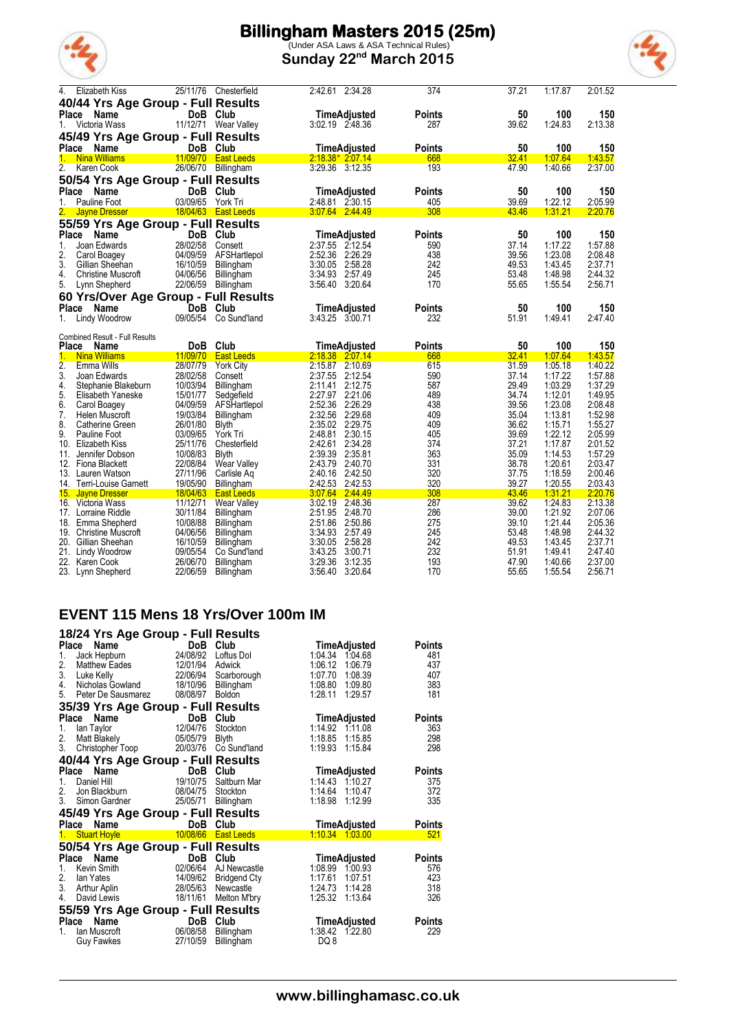| Place | Name | DoB | Club | Time | Adjusted | Points | 50 | 100 | 150 |
|---|---|---|---|---|---|---|---|---|---|
| 4. | Elizabeth Kiss | 25/11/76 | Chesterfield | 2:42.61 | 2:34.28 | 374 | 37.21 | 1:17.87 | 2:01.52 |

## 40/44 Yrs Age Group - Full Results

| Place | Name | DoB | Club | Time | Adjusted | Points | 50 | 100 | 150 |
|---|---|---|---|---|---|---|---|---|---|
| 1. | Victoria Wass | 11/12/71 | Wear Valley | 3:02.19 | 2:48.36 | 287 | 39.62 | 1:24.83 | 2:13.38 |

## 45/49 Yrs Age Group - Full Results

| Place | Name | DoB | Club | Time | Adjusted | Points | 50 | 100 | 150 |
|---|---|---|---|---|---|---|---|---|---|
| 1. | Nina Williams | 11/09/70 | East Leeds | 2:18.38* | 2:07.14 | 668 | 32.41 | 1:07.64 | 1:43.57 |
| 2. | Karen Cook | 26/06/70 | Billingham | 3:29.36 | 3:12.35 | 193 | 47.90 | 1:40.66 | 2:37.00 |

## 50/54 Yrs Age Group - Full Results

| Place | Name | DoB | Club | Time | Adjusted | Points | 50 | 100 | 150 |
|---|---|---|---|---|---|---|---|---|---|
| 1. | Pauline Foot | 03/09/65 | York Tri | 2:48.81 | 2:30.15 | 405 | 39.69 | 1:22.12 | 2:05.99 |
| 2. | Jayne Dresser | 18/04/63 | East Leeds | 3:07.64 | 2:44.49 | 308 | 43.46 | 1:31.21 | 2:20.76 |

## 55/59 Yrs Age Group - Full Results

| Place | Name | DoB | Club | Time | Adjusted | Points | 50 | 100 | 150 |
|---|---|---|---|---|---|---|---|---|---|
| 1. | Joan Edwards | 28/02/58 | Consett | 2:37.55 | 2:12.54 | 590 | 37.14 | 1:17.22 | 1:57.88 |
| 2. | Carol Boagey | 04/09/59 | AFSHartlepol | 2:52.36 | 2:26.29 | 438 | 39.56 | 1:23.08 | 2:08.48 |
| 3. | Gillian Sheehan | 16/10/59 | Billingham | 3:30.05 | 2:58.28 | 242 | 49.53 | 1:43.45 | 2:37.71 |
| 4. | Christine Muscroft | 04/06/56 | Billingham | 3:34.93 | 2:57.49 | 245 | 53.48 | 1:48.98 | 2:44.32 |
| 5. | Lynn Shepherd | 22/06/59 | Billingham | 3:56.40 | 3:20.64 | 170 | 55.65 | 1:55.54 | 2:56.71 |

## 60 Yrs/Over Age Group - Full Results

| Place | Name | DoB | Club | Time | Adjusted | Points | 50 | 100 | 150 |
|---|---|---|---|---|---|---|---|---|---|
| 1. | Lindy Woodrow | 09/05/54 | Co Sund'land | 3:43.25 | 3:00.71 | 232 | 51.91 | 1:49.41 | 2:47.40 |

Combined Result - Full Results

| Place | Name | DoB | Club | Time | Adjusted | Points | 50 | 100 | 150 |
|---|---|---|---|---|---|---|---|---|---|
| 1. | Nina Williams | 11/09/70 | East Leeds | 2:18.38 | 2:07.14 | 668 | 32.41 | 1:07.64 | 1:43.57 |
| 2. | Emma Wills | 28/07/79 | York City | 2:15.87 | 2:10.69 | 615 | 31.59 | 1:05.18 | 1:40.22 |
| 3. | Joan Edwards | 28/02/58 | Consett | 2:37.55 | 2:12.54 | 590 | 37.14 | 1:17.22 | 1:57.88 |
| 4. | Stephanie Blakeburn | 10/03/94 | Billingham | 2:11.41 | 2:12.75 | 587 | 29.49 | 1:03.29 | 1:37.29 |
| 5. | Elisabeth Yaneske | 15/01/77 | Sedgefield | 2:27.97 | 2:21.06 | 489 | 34.74 | 1:12.01 | 1:49.95 |
| 6. | Carol Boagey | 04/09/59 | AFSHartlepol | 2:52.36 | 2:26.29 | 438 | 39.56 | 1:23.08 | 2:08.48 |
| 7. | Helen Muscroft | 19/03/84 | Billingham | 2:32.56 | 2:29.68 | 409 | 35.04 | 1:13.81 | 1:52.98 |
| 8. | Catherine Green | 26/01/80 | Blyth | 2:35.02 | 2:29.75 | 409 | 36.62 | 1:15.71 | 1:55.27 |
| 9. | Pauline Foot | 03/09/65 | York Tri | 2:48.81 | 2:30.15 | 405 | 39.69 | 1:22.12 | 2:05.99 |
| 10. | Elizabeth Kiss | 25/11/76 | Chesterfield | 2:42.61 | 2:34.28 | 374 | 37.21 | 1:17.87 | 2:01.52 |
| 11. | Jennifer Dobson | 10/08/83 | Blyth | 2:39.39 | 2:35.81 | 363 | 35.09 | 1:14.53 | 1:57.29 |
| 12. | Fiona Blackett | 22/08/84 | Wear Valley | 2:43.79 | 2:40.70 | 331 | 38.78 | 1:20.61 | 2:03.47 |
| 13. | Lauren Watson | 27/11/96 | Carlisle Aq | 2:40.16 | 2:42.50 | 320 | 37.75 | 1:18.59 | 2:00.46 |
| 14. | Terri-Louise Garnett | 19/05/90 | Billingham | 2:42.53 | 2:42.53 | 320 | 39.27 | 1:20.55 | 2:03.43 |
| 15. | Jayne Dresser | 18/04/63 | East Leeds | 3:07.64 | 2:44.49 | 308 | 43.46 | 1:31.21 | 2:20.76 |
| 16. | Victoria Wass | 11/12/71 | Wear Valley | 3:02.19 | 2:48.36 | 287 | 39.62 | 1:24.83 | 2:13.38 |
| 17. | Lorraine Riddle | 30/11/84 | Billingham | 2:51.95 | 2:48.70 | 286 | 39.00 | 1:21.92 | 2:07.06 |
| 18. | Emma Shepherd | 10/08/88 | Billingham | 2:51.86 | 2:50.86 | 275 | 39.10 | 1:21.44 | 2:05.36 |
| 19. | Christine Muscroft | 04/06/56 | Billingham | 3:34.93 | 2:57.49 | 245 | 53.48 | 1:48.98 | 2:44.32 |
| 20. | Gillian Sheehan | 16/10/59 | Billingham | 3:30.05 | 2:58.28 | 242 | 49.53 | 1:43.45 | 2:37.71 |
| 21. | Lindy Woodrow | 09/05/54 | Co Sund'land | 3:43.25 | 3:00.71 | 232 | 51.91 | 1:49.41 | 2:47.40 |
| 22. | Karen Cook | 26/06/70 | Billingham | 3:29.36 | 3:12.35 | 193 | 47.90 | 1:40.66 | 2:37.00 |
| 23. | Lynn Shepherd | 22/06/59 | Billingham | 3:56.40 | 3:20.64 | 170 | 55.65 | 1:55.54 | 2:56.71 |

# EVENT 115 Mens 18 Yrs/Over 100m IM

## 18/24 Yrs Age Group - Full Results

| Place | Name | DoB | Club | Time | Adjusted | Points |
|---|---|---|---|---|---|---|
| 1. | Jack Hepburn | 24/08/92 | Loftus Dol | 1:04.34 | 1:04.68 | 481 |
| 2. | Matthew Eades | 12/01/94 | Adwick | 1:06.12 | 1:06.79 | 437 |
| 3. | Luke Kelly | 22/06/94 | Scarborough | 1:07.70 | 1:08.39 | 407 |
| 4. | Nicholas Gowland | 18/10/96 | Billingham | 1:08.80 | 1:09.80 | 383 |
| 5. | Peter De Sausmarez | 08/08/97 | Boldon | 1:28.11 | 1:29.57 | 181 |

## 35/39 Yrs Age Group - Full Results

| Place | Name | DoB | Club | Time | Adjusted | Points |
|---|---|---|---|---|---|---|
| 1. | Ian Taylor | 12/04/76 | Stockton | 1:14.92 | 1:11.08 | 363 |
| 2. | Matt Blakely | 05/05/79 | Blyth | 1:18.85 | 1:15.85 | 298 |
| 3. | Christopher Toop | 20/03/76 | Co Sund'land | 1:19.93 | 1:15.84 | 298 |

## 40/44 Yrs Age Group - Full Results

| Place | Name | DoB | Club | Time | Adjusted | Points |
|---|---|---|---|---|---|---|
| 1. | Daniel Hill | 19/10/75 | Saltburn Mar | 1:14.43 | 1:10.27 | 375 |
| 2. | Jon Blackburn | 08/04/75 | Stockton | 1:14.64 | 1:10.47 | 372 |
| 3. | Simon Gardner | 25/05/71 | Billingham | 1:18.98 | 1:12.99 | 335 |

## 45/49 Yrs Age Group - Full Results

| Place | Name | DoB | Club | Time | Adjusted | Points |
|---|---|---|---|---|---|---|
| 1. | Stuart Hoyle | 10/08/66 | East Leeds | 1:10.34 | 1:03.00 | 521 |

## 50/54 Yrs Age Group - Full Results

| Place | Name | DoB | Club | Time | Adjusted | Points |
|---|---|---|---|---|---|---|
| 1. | Kevin Smith | 02/06/64 | AJ Newcastle | 1:08.99 | 1:00.93 | 576 |
| 2. | Ian Yates | 14/09/62 | Bridgend Cty | 1:17.61 | 1:07.51 | 423 |
| 3. | Arthur Aplin | 28/05/63 | Newcastle | 1:24.73 | 1:14.28 | 318 |
| 4. | David Lewis | 18/11/61 | Melton M'bry | 1:25.32 | 1:13.64 | 326 |

## 55/59 Yrs Age Group - Full Results

| Place | Name | DoB | Club | Time | Adjusted | Points |
|---|---|---|---|---|---|---|
| 1. | Ian Muscroft | 06/08/58 | Billingham | 1:38.42 | 1:22.80 | 229 |
| | Guy Fawkes | 27/10/59 | Billingham | DQ 8 | | |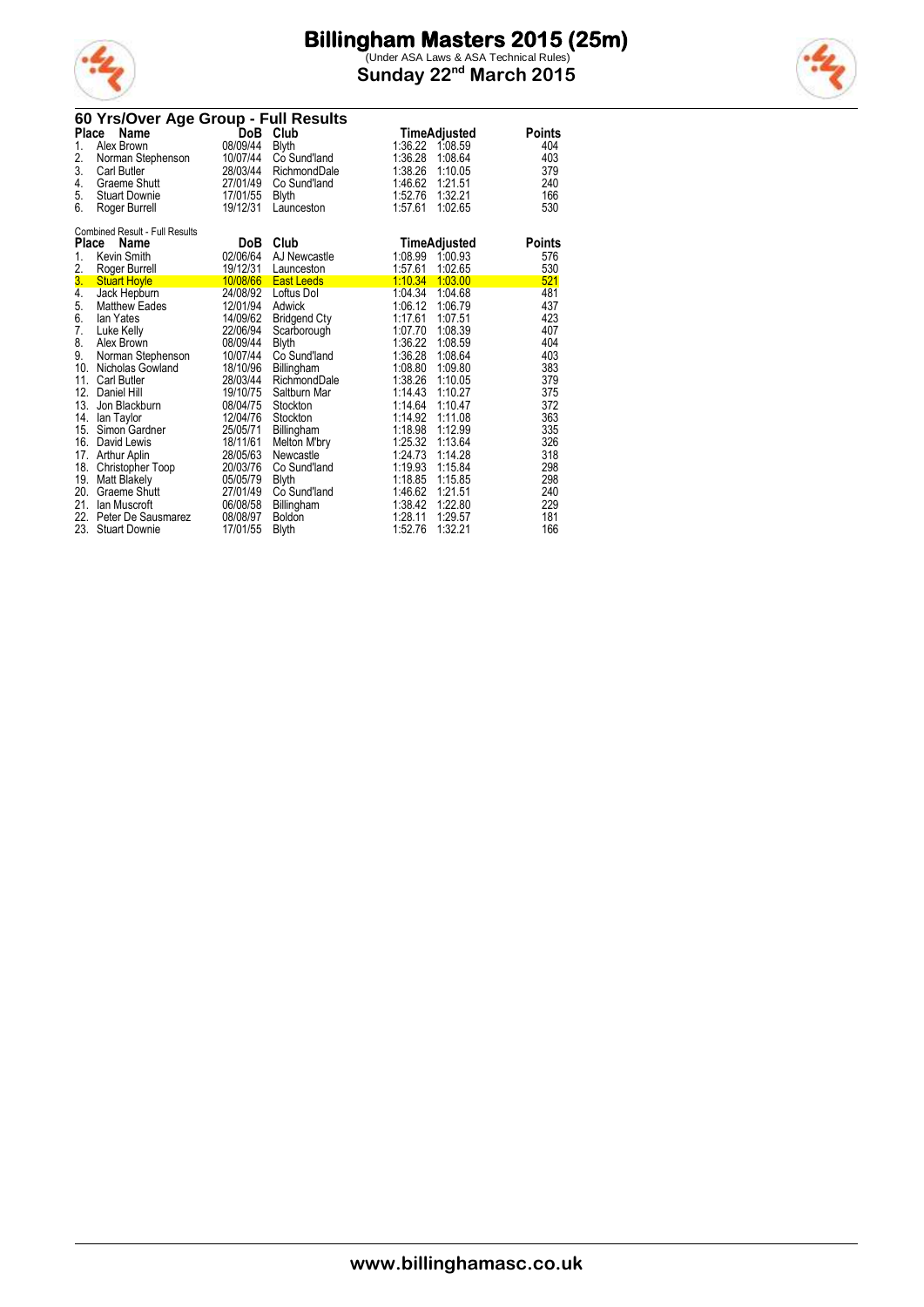# Billingham Masters 2015 (25m)

(Under ASA Laws & ASA Technical Rules)

**Sunday 22nd March 2015**

## 60 Yrs/Over Age Group - Full Results

| Place | Name | DoB | Club | Time | Adjusted | Points |
|---|---|---|---|---|---|---|
| 1. | Alex Brown | 08/09/44 | Blyth | 1:36.22 | 1:08.59 | 404 |
| 2. | Norman Stephenson | 10/07/44 | Co Sund'land | 1:36.28 | 1:08.64 | 403 |
| 3. | Carl Butler | 28/03/44 | RichmondDale | 1:38.26 | 1:10.05 | 379 |
| 4. | Graeme Shutt | 27/01/49 | Co Sund'land | 1:46.62 | 1:21.51 | 240 |
| 5. | Stuart Downie | 17/01/55 | Blyth | 1:52.76 | 1:32.21 | 166 |
| 6. | Roger Burrell | 19/12/31 | Launceston | 1:57.61 | 1:02.65 | 530 |

Combined Result - Full Results

| Place | Name | DoB | Club | Time | Adjusted | Points |
|---|---|---|---|---|---|---|
| 1. | Kevin Smith | 02/06/64 | AJ Newcastle | 1:08.99 | 1:00.93 | 576 |
| 2. | Roger Burrell | 19/12/31 | Launceston | 1:57.61 | 1:02.65 | 530 |
| 3. | Stuart Hoyle | 10/08/66 | East Leeds | 1:10.34 | 1:03.00 | 521 |
| 4. | Jack Hepburn | 24/08/92 | Loftus Dol | 1:04.34 | 1:04.68 | 481 |
| 5. | Matthew Eades | 12/01/94 | Adwick | 1:06.12 | 1:06.79 | 437 |
| 6. | Ian Yates | 14/09/62 | Bridgend Cty | 1:17.61 | 1:07.51 | 423 |
| 7. | Luke Kelly | 22/06/94 | Scarborough | 1:07.70 | 1:08.39 | 407 |
| 8. | Alex Brown | 08/09/44 | Blyth | 1:36.22 | 1:08.59 | 404 |
| 9. | Norman Stephenson | 10/07/44 | Co Sund'land | 1:36.28 | 1:08.64 | 403 |
| 10. | Nicholas Gowland | 18/10/96 | Billingham | 1:08.80 | 1:09.80 | 383 |
| 11. | Carl Butler | 28/03/44 | RichmondDale | 1:38.26 | 1:10.05 | 379 |
| 12. | Daniel Hill | 19/10/75 | Saltburn Mar | 1:14.43 | 1:10.27 | 375 |
| 13. | Jon Blackburn | 08/04/75 | Stockton | 1:14.64 | 1:10.47 | 372 |
| 14. | Ian Taylor | 12/04/76 | Stockton | 1:14.92 | 1:11.08 | 363 |
| 15. | Simon Gardner | 25/05/71 | Billingham | 1:18.98 | 1:12.99 | 335 |
| 16. | David Lewis | 18/11/61 | Melton M'bry | 1:25.32 | 1:13.64 | 326 |
| 17. | Arthur Aplin | 28/05/63 | Newcastle | 1:24.73 | 1:14.28 | 318 |
| 18. | Christopher Toop | 20/03/76 | Co Sund'land | 1:19.93 | 1:15.84 | 298 |
| 19. | Matt Blakely | 05/05/79 | Blyth | 1:18.85 | 1:15.85 | 298 |
| 20. | Graeme Shutt | 27/01/49 | Co Sund'land | 1:46.62 | 1:21.51 | 240 |
| 21. | Ian Muscroft | 06/08/58 | Billingham | 1:38.42 | 1:22.80 | 229 |
| 22. | Peter De Sausmarez | 08/08/97 | Boldon | 1:28.11 | 1:29.57 | 181 |
| 23. | Stuart Downie | 17/01/55 | Blyth | 1:52.76 | 1:32.21 | 166 |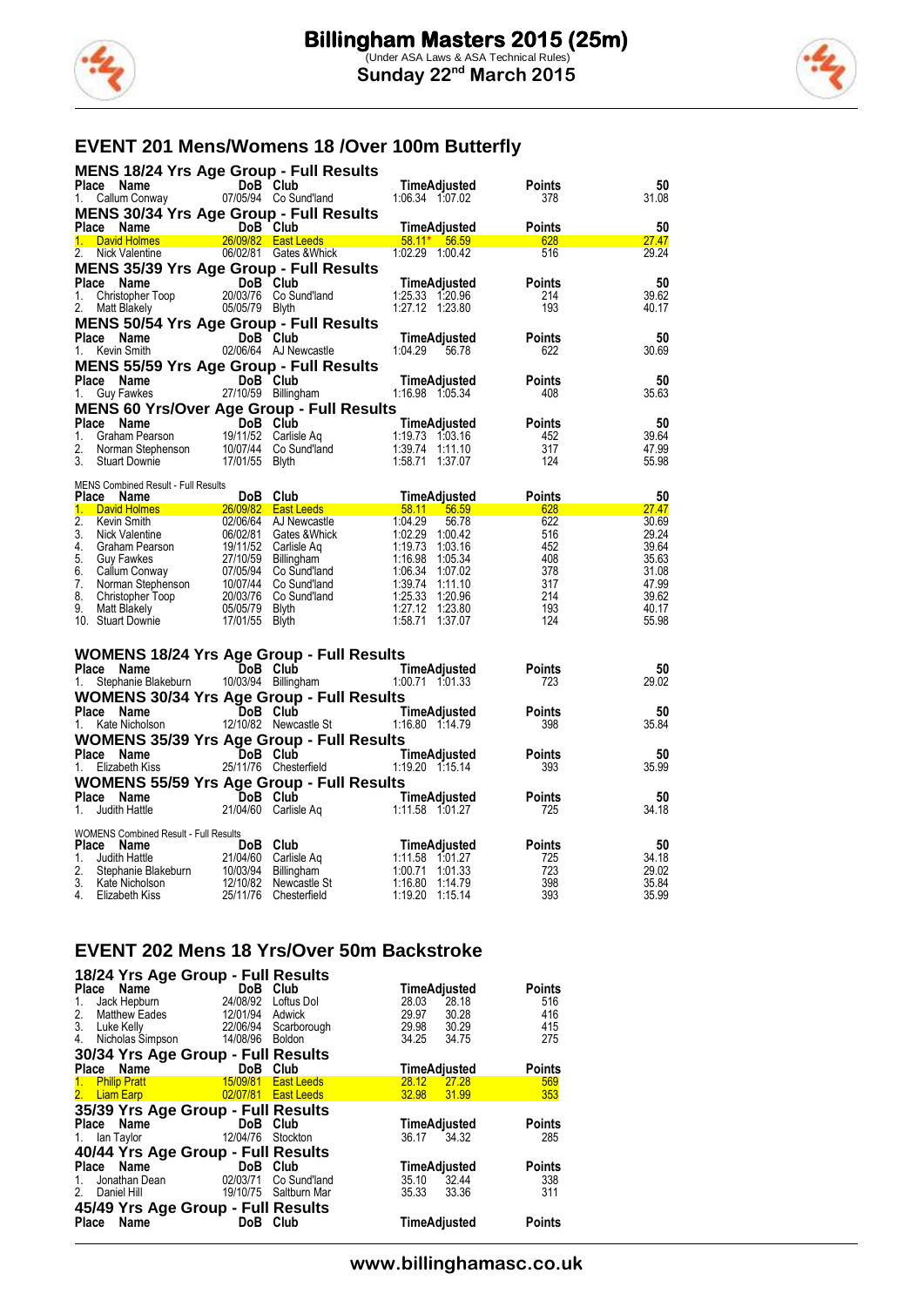# EVENT 201 Mens/Womens 18 /Over 100m Butterfly

### MENS 18/24 Yrs Age Group - Full Results

| Place | Name | DoB | Club | Time | Adjusted | Points | 50 |
|---|---|---|---|---|---|---|---|
| 1. | Callum Conway | 07/05/94 | Co Sund'land | 1:06.34 | 1:07.02 | 378 | 31.08 |

### MENS 30/34 Yrs Age Group - Full Results

| Place | Name | DoB | Club | Time | Adjusted | Points | 50 |
|---|---|---|---|---|---|---|---|
| 1. | David Holmes | 26/09/82 | East Leeds | 58.11* | 56.59 | 628 | 27.47 |
| 2. | Nick Valentine | 06/02/81 | Gates &Whick | 1:02.29 | 1:00.42 | 516 | 29.24 |

### MENS 35/39 Yrs Age Group - Full Results

| Place | Name | DoB | Club | Time | Adjusted | Points | 50 |
|---|---|---|---|---|---|---|---|
| 1. | Christopher Toop | 20/03/76 | Co Sund'land | 1:25.33 | 1:20.96 | 214 | 39.62 |
| 2. | Matt Blakely | 05/05/79 | Blyth | 1:27.12 | 1:23.80 | 193 | 40.17 |

### MENS 50/54 Yrs Age Group - Full Results

| Place | Name | DoB | Club | Time | Adjusted | Points | 50 |
|---|---|---|---|---|---|---|---|
| 1. | Kevin Smith | 02/06/64 | AJ Newcastle | 1:04.29 | 56.78 | 622 | 30.69 |

### MENS 55/59 Yrs Age Group - Full Results

| Place | Name | DoB | Club | Time | Adjusted | Points | 50 |
|---|---|---|---|---|---|---|---|
| 1. | Guy Fawkes | 27/10/59 | Billingham | 1:16.98 | 1:05.34 | 408 | 35.63 |

### MENS 60 Yrs/Over Age Group - Full Results

| Place | Name | DoB | Club | Time | Adjusted | Points | 50 |
|---|---|---|---|---|---|---|---|
| 1. | Graham Pearson | 19/11/52 | Carlisle Aq | 1:19.73 | 1:03.16 | 452 | 39.64 |
| 2. | Norman Stephenson | 10/07/44 | Co Sund'land | 1:39.74 | 1:11.10 | 317 | 47.99 |
| 3. | Stuart Downie | 17/01/55 | Blyth | 1:58.71 | 1:37.07 | 124 | 55.98 |

MENS Combined Result - Full Results

| Place | Name | DoB | Club | Time | Adjusted | Points | 50 |
|---|---|---|---|---|---|---|---|
| 1. | David Holmes | 26/09/82 | East Leeds | 58.11 | 56.59 | 628 | 27.47 |
| 2. | Kevin Smith | 02/06/64 | AJ Newcastle | 1:04.29 | 56.78 | 622 | 30.69 |
| 3. | Nick Valentine | 06/02/81 | Gates &Whick | 1:02.29 | 1:00.42 | 516 | 29.24 |
| 4. | Graham Pearson | 19/11/52 | Carlisle Aq | 1:19.73 | 1:03.16 | 452 | 39.64 |
| 5. | Guy Fawkes | 27/10/59 | Billingham | 1:16.98 | 1:05.34 | 408 | 35.63 |
| 6. | Callum Conway | 07/05/94 | Co Sund'land | 1:06.34 | 1:07.02 | 378 | 31.08 |
| 7. | Norman Stephenson | 10/07/44 | Co Sund'land | 1:39.74 | 1:11.10 | 317 | 47.99 |
| 8. | Christopher Toop | 20/03/76 | Co Sund'land | 1:25.33 | 1:20.96 | 214 | 39.62 |
| 9. | Matt Blakely | 05/05/79 | Blyth | 1:27.12 | 1:23.80 | 193 | 40.17 |
| 10. | Stuart Downie | 17/01/55 | Blyth | 1:58.71 | 1:37.07 | 124 | 55.98 |

### WOMENS 18/24 Yrs Age Group - Full Results

| Place | Name | DoB | Club | Time | Adjusted | Points | 50 |
|---|---|---|---|---|---|---|---|
| 1. | Stephanie Blakeburn | 10/03/94 | Billingham | 1:00.71 | 1:01.33 | 723 | 29.02 |

### WOMENS 30/34 Yrs Age Group - Full Results

| Place | Name | DoB | Club | Time | Adjusted | Points | 50 |
|---|---|---|---|---|---|---|---|
| 1. | Kate Nicholson | 12/10/82 | Newcastle St | 1:16.80 | 1:14.79 | 398 | 35.84 |

### WOMENS 35/39 Yrs Age Group - Full Results

| Place | Name | DoB | Club | Time | Adjusted | Points | 50 |
|---|---|---|---|---|---|---|---|
| 1. | Elizabeth Kiss | 25/11/76 | Chesterfield | 1:19.20 | 1:15.14 | 393 | 35.99 |

### WOMENS 55/59 Yrs Age Group - Full Results

| Place | Name | DoB | Club | Time | Adjusted | Points | 50 |
|---|---|---|---|---|---|---|---|
| 1. | Judith Hattle | 21/04/60 | Carlisle Aq | 1:11.58 | 1:01.27 | 725 | 34.18 |

WOMENS Combined Result - Full Results

| Place | Name | DoB | Club | Time | Adjusted | Points | 50 |
|---|---|---|---|---|---|---|---|
| 1. | Judith Hattle | 21/04/60 | Carlisle Aq | 1:11.58 | 1:01.27 | 725 | 34.18 |
| 2. | Stephanie Blakeburn | 10/03/94 | Billingham | 1:00.71 | 1:01.33 | 723 | 29.02 |
| 3. | Kate Nicholson | 12/10/82 | Newcastle St | 1:16.80 | 1:14.79 | 398 | 35.84 |
| 4. | Elizabeth Kiss | 25/11/76 | Chesterfield | 1:19.20 | 1:15.14 | 393 | 35.99 |

# EVENT 202 Mens 18 Yrs/Over 50m Backstroke

### 18/24 Yrs Age Group - Full Results

| Place | Name | DoB | Club | Time | Adjusted | Points |
|---|---|---|---|---|---|---|
| 1. | Jack Hepburn | 24/08/92 | Loftus Dol | 28.03 | 28.18 | 516 |
| 2. | Matthew Eades | 12/01/94 | Adwick | 29.97 | 30.28 | 416 |
| 3. | Luke Kelly | 22/06/94 | Scarborough | 29.98 | 30.29 | 415 |
| 4. | Nicholas Simpson | 14/08/96 | Boldon | 34.25 | 34.75 | 275 |

### 30/34 Yrs Age Group - Full Results

| Place | Name | DoB | Club | Time | Adjusted | Points |
|---|---|---|---|---|---|---|
| 1. | Philip Pratt | 15/09/81 | East Leeds | 28.12 | 27.28 | 569 |
| 2. | Liam Earp | 02/07/81 | East Leeds | 32.98 | 31.99 | 353 |

### 35/39 Yrs Age Group - Full Results

| Place | Name | DoB | Club | Time | Adjusted | Points |
|---|---|---|---|---|---|---|
| 1. | Ian Taylor | 12/04/76 | Stockton | 36.17 | 34.32 | 285 |

### 40/44 Yrs Age Group - Full Results

| Place | Name | DoB | Club | Time | Adjusted | Points |
|---|---|---|---|---|---|---|
| 1. | Jonathan Dean | 02/03/71 | Co Sund'land | 35.10 | 32.44 | 338 |
| 2. | Daniel Hill | 19/10/75 | Saltburn Mar | 35.33 | 33.36 | 311 |

### 45/49 Yrs Age Group - Full Results

| Place | Name | DoB | Club | Time | Adjusted | Points |
|---|---|---|---|---|---|---|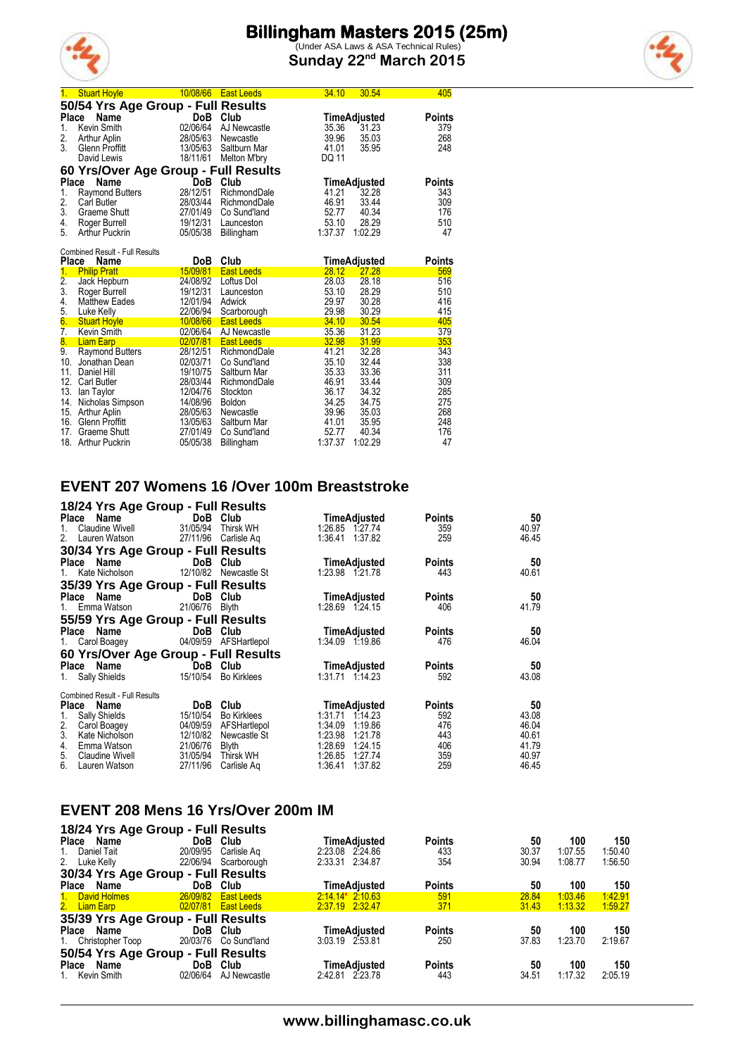| Place | Name | DoB | Club | Time | Adjusted | Points |
|---|---|---|---|---|---|---|
| 1. | Stuart Hoyle | 10/08/66 | East Leeds | 34.10 | 30.54 | 405 |

## 50/54 Yrs Age Group - Full Results

| Place | Name | DoB | Club | Time | Adjusted | Points |
|---|---|---|---|---|---|---|
| 1. | Kevin Smith | 02/06/64 | AJ Newcastle | 35.36 | 31.23 | 379 |
| 2. | Arthur Aplin | 28/05/63 | Newcastle | 39.96 | 35.03 | 268 |
| 3. | Glenn Proffitt | 13/05/63 | Saltburn Mar | 41.01 | 35.95 | 248 |
| | David Lewis | 18/11/61 | Melton M'bry | DQ 11 | | |

## 60 Yrs/Over Age Group - Full Results

| Place | Name | DoB | Club | Time | Adjusted | Points |
|---|---|---|---|---|---|---|
| 1. | Raymond Butters | 28/12/51 | RichmondDale | 41.21 | 32.28 | 343 |
| 2. | Carl Butler | 28/03/44 | RichmondDale | 46.91 | 33.44 | 309 |
| 3. | Graeme Shutt | 27/01/49 | Co Sund'land | 52.77 | 40.34 | 176 |
| 4. | Roger Burrell | 19/12/31 | Launceston | 53.10 | 28.29 | 510 |
| 5. | Arthur Puckrin | 05/05/38 | Billingham | 1:37.37 | 1:02.29 | 47 |

Combined Result - Full Results

| Place | Name | DoB | Club | Time | Adjusted | Points |
|---|---|---|---|---|---|---|
| 1. | Philip Pratt | 15/09/81 | East Leeds | 28.12 | 27.28 | 569 |
| 2. | Jack Hepburn | 24/08/92 | Loftus Dol | 28.03 | 28.18 | 516 |
| 3. | Roger Burrell | 19/12/31 | Launceston | 53.10 | 28.29 | 510 |
| 4. | Matthew Eades | 12/01/94 | Adwick | 29.97 | 30.28 | 416 |
| 5. | Luke Kelly | 22/06/94 | Scarborough | 29.98 | 30.29 | 415 |
| 6. | Stuart Hoyle | 10/08/66 | East Leeds | 34.10 | 30.54 | 405 |
| 7. | Kevin Smith | 02/06/64 | AJ Newcastle | 35.36 | 31.23 | 379 |
| 8. | Liam Earp | 02/07/81 | East Leeds | 32.98 | 31.99 | 353 |
| 9. | Raymond Butters | 28/12/51 | RichmondDale | 41.21 | 32.28 | 343 |
| 10. | Jonathan Dean | 02/03/71 | Co Sund'land | 35.10 | 32.44 | 338 |
| 11. | Daniel Hill | 19/10/75 | Saltburn Mar | 35.33 | 33.36 | 311 |
| 12. | Carl Butler | 28/03/44 | RichmondDale | 46.91 | 33.44 | 309 |
| 13. | Ian Taylor | 12/04/76 | Stockton | 36.17 | 34.32 | 285 |
| 14. | Nicholas Simpson | 14/08/96 | Boldon | 34.25 | 34.75 | 275 |
| 15. | Arthur Aplin | 28/05/63 | Newcastle | 39.96 | 35.03 | 268 |
| 16. | Glenn Proffitt | 13/05/63 | Saltburn Mar | 41.01 | 35.95 | 248 |
| 17. | Graeme Shutt | 27/01/49 | Co Sund'land | 52.77 | 40.34 | 176 |
| 18. | Arthur Puckrin | 05/05/38 | Billingham | 1:37.37 | 1:02.29 | 47 |

# EVENT 207 Womens 16 /Over 100m Breaststroke

## 18/24 Yrs Age Group - Full Results

| Place | Name | DoB | Club | Time | Adjusted | Points | 50 |
|---|---|---|---|---|---|---|---|
| 1. | Claudine Wivell | 31/05/94 | Thirsk WH | 1:26.85 | 1:27.74 | 359 | 40.97 |
| 2. | Lauren Watson | 27/11/96 | Carlisle Aq | 1:36.41 | 1:37.82 | 259 | 46.45 |

## 30/34 Yrs Age Group - Full Results

| Place | Name | DoB | Club | Time | Adjusted | Points | 50 |
|---|---|---|---|---|---|---|---|
| 1. | Kate Nicholson | 12/10/82 | Newcastle St | 1:23.98 | 1:21.78 | 443 | 40.61 |

## 35/39 Yrs Age Group - Full Results

| Place | Name | DoB | Club | Time | Adjusted | Points | 50 |
|---|---|---|---|---|---|---|---|
| 1. | Emma Watson | 21/06/76 | Blyth | 1:28.69 | 1:24.15 | 406 | 41.79 |

## 55/59 Yrs Age Group - Full Results

| Place | Name | DoB | Club | Time | Adjusted | Points | 50 |
|---|---|---|---|---|---|---|---|
| 1. | Carol Boagey | 04/09/59 | AFSHartlepol | 1:34.09 | 1:19.86 | 476 | 46.04 |

## 60 Yrs/Over Age Group - Full Results

| Place | Name | DoB | Club | Time | Adjusted | Points | 50 |
|---|---|---|---|---|---|---|---|
| 1. | Sally Shields | 15/10/54 | Bo Kirklees | 1:31.71 | 1:14.23 | 592 | 43.08 |

Combined Result - Full Results

| Place | Name | DoB | Club | Time | Adjusted | Points | 50 |
|---|---|---|---|---|---|---|---|
| 1. | Sally Shields | 15/10/54 | Bo Kirklees | 1:31.71 | 1:14.23 | 592 | 43.08 |
| 2. | Carol Boagey | 04/09/59 | AFSHartlepol | 1:34.09 | 1:19.86 | 476 | 46.04 |
| 3. | Kate Nicholson | 12/10/82 | Newcastle St | 1:23.98 | 1:21.78 | 443 | 40.61 |
| 4. | Emma Watson | 21/06/76 | Blyth | 1:28.69 | 1:24.15 | 406 | 41.79 |
| 5. | Claudine Wivell | 31/05/94 | Thirsk WH | 1:26.85 | 1:27.74 | 359 | 40.97 |
| 6. | Lauren Watson | 27/11/96 | Carlisle Aq | 1:36.41 | 1:37.82 | 259 | 46.45 |

# EVENT 208 Mens 16 Yrs/Over 200m IM

## 18/24 Yrs Age Group - Full Results

| Place | Name | DoB | Club | Time | Adjusted | Points | 50 | 100 | 150 |
|---|---|---|---|---|---|---|---|---|---|
| 1. | Daniel Tait | 20/09/95 | Carlisle Aq | 2:23.08 | 2:24.86 | 433 | 30.37 | 1:07.55 | 1:50.40 |
| 2. | Luke Kelly | 22/06/94 | Scarborough | 2:33.31 | 2:34.87 | 354 | 30.94 | 1:08.77 | 1:56.50 |

## 30/34 Yrs Age Group - Full Results

| Place | Name | DoB | Club | Time | Adjusted | Points | 50 | 100 | 150 |
|---|---|---|---|---|---|---|---|---|---|
| 1. | David Holmes | 26/09/82 | East Leeds | 2:14.14* | 2:10.63 | 591 | 28.84 | 1:03.46 | 1:42.91 |
| 2. | Liam Earp | 02/07/81 | East Leeds | 2:37.19 | 2:32.47 | 371 | 31.43 | 1:13.32 | 1:59.27 |

## 35/39 Yrs Age Group - Full Results

| Place | Name | DoB | Club | Time | Adjusted | Points | 50 | 100 | 150 |
|---|---|---|---|---|---|---|---|---|---|
| 1. | Christopher Toop | 20/03/76 | Co Sund'land | 3:03.19 | 2:53.81 | 250 | 37.83 | 1:23.70 | 2:19.67 |

## 50/54 Yrs Age Group - Full Results

| Place | Name | DoB | Club | Time | Adjusted | Points | 50 | 100 | 150 |
|---|---|---|---|---|---|---|---|---|---|
| 1. | Kevin Smith | 02/06/64 | AJ Newcastle | 2:42.81 | 2:23.78 | 443 | 34.51 | 1:17.32 | 2:05.19 |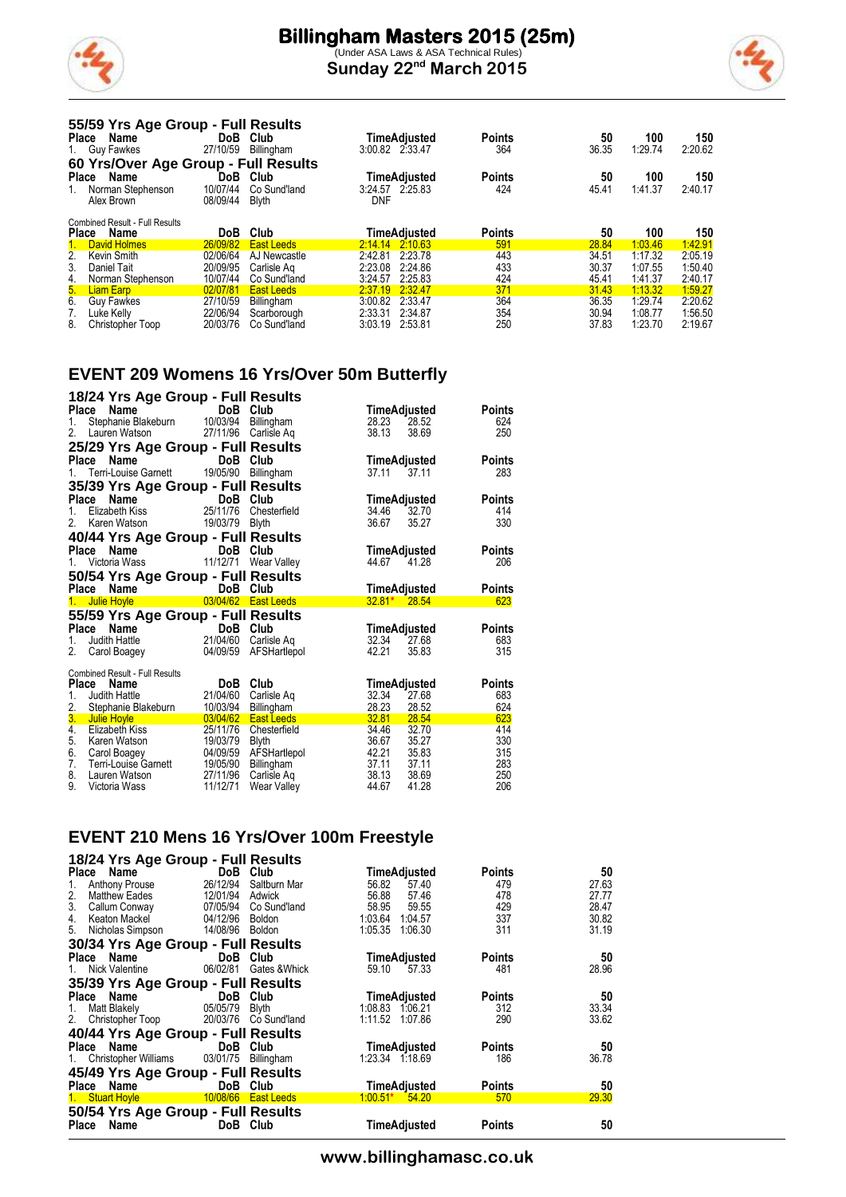### 55/59 Yrs Age Group - Full Results

| Place | Name | DoB | Club | Time | Adjusted | Points | 50 | 100 | 150 |
|---|---|---|---|---|---|---|---|---|---|
| 1. | Guy Fawkes | 27/10/59 | Billingham | 3:00.82 | 2:33.47 | 364 | 36.35 | 1:29.74 | 2:20.62 |

### 60 Yrs/Over Age Group - Full Results

| Place | Name | DoB | Club | Time | Adjusted | Points | 50 | 100 | 150 |
|---|---|---|---|---|---|---|---|---|---|
| 1. | Norman Stephenson | 10/07/44 | Co Sund'land | 3:24.57 | 2:25.83 | 424 | 45.41 | 1:41.37 | 2:40.17 |
| | Alex Brown | 08/09/44 | Blyth | DNF | | | | | |

### Combined Result - Full Results

| Place | Name | DoB | Club | Time | Adjusted | Points | 50 | 100 | 150 |
|---|---|---|---|---|---|---|---|---|---|
| 1. | David Holmes | 26/09/82 | East Leeds | 2:14.14 | 2:10.63 | 591 | 28.84 | 1:03.46 | 1:42.91 |
| 2. | Kevin Smith | 02/06/64 | AJ Newcastle | 2:42.81 | 2:23.78 | 443 | 34.51 | 1:17.32 | 2:05.19 |
| 3. | Daniel Tait | 20/09/95 | Carlisle Aq | 2:23.08 | 2:24.86 | 433 | 30.37 | 1:07.55 | 1:50.40 |
| 4. | Norman Stephenson | 10/07/44 | Co Sund'land | 3:24.57 | 2:25.83 | 424 | 45.41 | 1:41.37 | 2:40.17 |
| 5. | Liam Earp | 02/07/81 | East Leeds | 2:37.19 | 2:32.47 | 371 | 31.43 | 1:13.32 | 1:59.27 |
| 6. | Guy Fawkes | 27/10/59 | Billingham | 3:00.82 | 2:33.47 | 364 | 36.35 | 1:29.74 | 2:20.62 |
| 7. | Luke Kelly | 22/06/94 | Scarborough | 2:33.31 | 2:34.87 | 354 | 30.94 | 1:08.77 | 1:56.50 |
| 8. | Christopher Toop | 20/03/76 | Co Sund'land | 3:03.19 | 2:53.81 | 250 | 37.83 | 1:23.70 | 2:19.67 |

## EVENT 209 Womens 16 Yrs/Over 50m Butterfly

### 18/24 Yrs Age Group - Full Results

| Place | Name | DoB | Club | Time | Adjusted | Points |
|---|---|---|---|---|---|---|
| 1. | Stephanie Blakeburn | 10/03/94 | Billingham | 28.23 | 28.52 | 624 |
| 2. | Lauren Watson | 27/11/96 | Carlisle Aq | 38.13 | 38.69 | 250 |

### 25/29 Yrs Age Group - Full Results

| Place | Name | DoB | Club | Time | Adjusted | Points |
|---|---|---|---|---|---|---|
| 1. | Terri-Louise Garnett | 19/05/90 | Billingham | 37.11 | 37.11 | 283 |

### 35/39 Yrs Age Group - Full Results

| Place | Name | DoB | Club | Time | Adjusted | Points |
|---|---|---|---|---|---|---|
| 1. | Elizabeth Kiss | 25/11/76 | Chesterfield | 34.46 | 32.70 | 414 |
| 2. | Karen Watson | 19/03/79 | Blyth | 36.67 | 35.27 | 330 |

### 40/44 Yrs Age Group - Full Results

| Place | Name | DoB | Club | Time | Adjusted | Points |
|---|---|---|---|---|---|---|
| 1. | Victoria Wass | 11/12/71 | Wear Valley | 44.67 | 41.28 | 206 |

### 50/54 Yrs Age Group - Full Results

| Place | Name | DoB | Club | Time | Adjusted | Points |
|---|---|---|---|---|---|---|
| 1. | Julie Hoyle | 03/04/62 | East Leeds | 32.81* | 28.54 | 623 |

### 55/59 Yrs Age Group - Full Results

| Place | Name | DoB | Club | Time | Adjusted | Points |
|---|---|---|---|---|---|---|
| 1. | Judith Hattle | 21/04/60 | Carlisle Aq | 32.34 | 27.68 | 683 |
| 2. | Carol Boagey | 04/09/59 | AFSHartlepol | 42.21 | 35.83 | 315 |

### Combined Result - Full Results

| Place | Name | DoB | Club | Time | Adjusted | Points |
|---|---|---|---|---|---|---|
| 1. | Judith Hattle | 21/04/60 | Carlisle Aq | 32.34 | 27.68 | 683 |
| 2. | Stephanie Blakeburn | 10/03/94 | Billingham | 28.23 | 28.52 | 624 |
| 3. | Julie Hoyle | 03/04/62 | East Leeds | 32.81 | 28.54 | 623 |
| 4. | Elizabeth Kiss | 25/11/76 | Chesterfield | 34.46 | 32.70 | 414 |
| 5. | Karen Watson | 19/03/79 | Blyth | 36.67 | 35.27 | 330 |
| 6. | Carol Boagey | 04/09/59 | AFSHartlepol | 42.21 | 35.83 | 315 |
| 7. | Terri-Louise Garnett | 19/05/90 | Billingham | 37.11 | 37.11 | 283 |
| 8. | Lauren Watson | 27/11/96 | Carlisle Aq | 38.13 | 38.69 | 250 |
| 9. | Victoria Wass | 11/12/71 | Wear Valley | 44.67 | 41.28 | 206 |

## EVENT 210 Mens 16 Yrs/Over 100m Freestyle

### 18/24 Yrs Age Group - Full Results

| Place | Name | DoB | Club | Time | Adjusted | Points | 50 |
|---|---|---|---|---|---|---|---|
| 1. | Anthony Prouse | 26/12/94 | Saltburn Mar | 56.82 | 57.40 | 479 | 27.63 |
| 2. | Matthew Eades | 12/01/94 | Adwick | 56.88 | 57.46 | 478 | 27.77 |
| 3. | Callum Conway | 07/05/94 | Co Sund'land | 58.95 | 59.55 | 429 | 28.47 |
| 4. | Keaton Mackel | 04/12/96 | Boldon | 1:03.64 | 1:04.57 | 337 | 30.82 |
| 5. | Nicholas Simpson | 14/08/96 | Boldon | 1:05.35 | 1:06.30 | 311 | 31.19 |

### 30/34 Yrs Age Group - Full Results

| Place | Name | DoB | Club | Time | Adjusted | Points | 50 |
|---|---|---|---|---|---|---|---|
| 1. | Nick Valentine | 06/02/81 | Gates &Whick | 59.10 | 57.33 | 481 | 28.96 |

### 35/39 Yrs Age Group - Full Results

| Place | Name | DoB | Club | Time | Adjusted | Points | 50 |
|---|---|---|---|---|---|---|---|
| 1. | Matt Blakely | 05/05/79 | Blyth | 1:08.83 | 1:06.21 | 312 | 33.34 |
| 2. | Christopher Toop | 20/03/76 | Co Sund'land | 1:11.52 | 1:07.86 | 290 | 33.62 |

### 40/44 Yrs Age Group - Full Results

| Place | Name | DoB | Club | Time | Adjusted | Points | 50 |
|---|---|---|---|---|---|---|---|
| 1. | Christopher Williams | 03/01/75 | Billingham | 1:23.34 | 1:18.69 | 186 | 36.78 |

### 45/49 Yrs Age Group - Full Results

| Place | Name | DoB | Club | Time | Adjusted | Points | 50 |
|---|---|---|---|---|---|---|---|
| 1. | Stuart Hoyle | 10/08/66 | East Leeds | 1:00.51* | 54.20 | 570 | 29.30 |

### 50/54 Yrs Age Group - Full Results

| Place | Name | DoB | Club | Time | Adjusted | Points | 50 |
|---|---|---|---|---|---|---|---|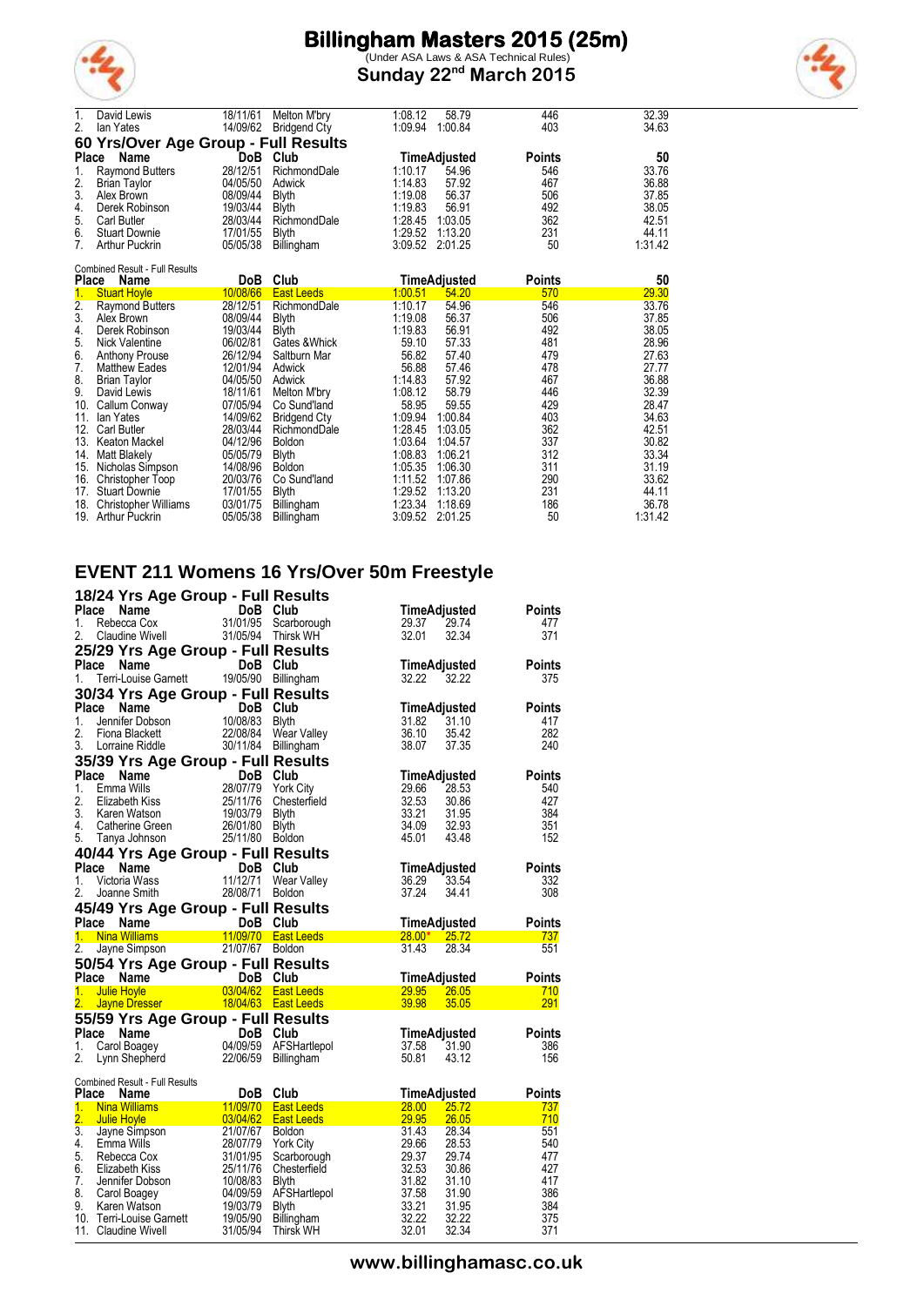| Place | Name | DoB | Club | Time | Adjusted | Points | 50 |
|---|---|---|---|---|---|---|---|
| 1. | David Lewis | 18/11/61 | Melton M'bry | 1:08.12 | 58.79 | 446 | 32.39 |
| 2. | Ian Yates | 14/09/62 | Bridgend Cty | 1:09.94 | 1:00.84 | 403 | 34.63 |

## 60 Yrs/Over Age Group - Full Results

| Place | Name | DoB | Club | Time | Adjusted | Points | 50 |
|---|---|---|---|---|---|---|---|
| 1. | Raymond Butters | 28/12/51 | RichmondDale | 1:10.17 | 54.96 | 546 | 33.76 |
| 2. | Brian Taylor | 04/05/50 | Adwick | 1:14.83 | 57.92 | 467 | 36.88 |
| 3. | Alex Brown | 08/09/44 | Blyth | 1:19.08 | 56.37 | 506 | 37.85 |
| 4. | Derek Robinson | 19/03/44 | Blyth | 1:19.83 | 56.91 | 492 | 38.05 |
| 5. | Carl Butler | 28/03/44 | RichmondDale | 1:28.45 | 1:03.05 | 362 | 42.51 |
| 6. | Stuart Downie | 17/01/55 | Blyth | 1:29.52 | 1:13.20 | 231 | 44.11 |
| 7. | Arthur Puckrin | 05/05/38 | Billingham | 3:09.52 | 2:01.25 | 50 | 1:31.42 |

Combined Result - Full Results

| Place | Name | DoB | Club | Time | Adjusted | Points | 50 |
|---|---|---|---|---|---|---|---|
| 1. | Stuart Hoyle | 10/08/66 | East Leeds | 1:00.51 | 54.20 | 570 | 29.30 |
| 2. | Raymond Butters | 28/12/51 | RichmondDale | 1:10.17 | 54.96 | 546 | 33.76 |
| 3. | Alex Brown | 08/09/44 | Blyth | 1:19.08 | 56.37 | 506 | 37.85 |
| 4. | Derek Robinson | 19/03/44 | Blyth | 1:19.83 | 56.91 | 492 | 38.05 |
| 5. | Nick Valentine | 06/02/81 | Gates &Whick | 59.10 | 57.33 | 481 | 28.96 |
| 6. | Anthony Prouse | 26/12/94 | Saltburn Mar | 56.82 | 57.40 | 479 | 27.63 |
| 7. | Matthew Eades | 12/01/94 | Adwick | 56.88 | 57.46 | 478 | 27.77 |
| 8. | Brian Taylor | 04/05/50 | Adwick | 1:14.83 | 57.92 | 467 | 36.88 |
| 9. | David Lewis | 18/11/61 | Melton M'bry | 1:08.12 | 58.79 | 446 | 32.39 |
| 10. | Callum Conway | 07/05/94 | Co Sund'land | 58.95 | 59.55 | 429 | 28.47 |
| 11. | Ian Yates | 14/09/62 | Bridgend Cty | 1:09.94 | 1:00.84 | 403 | 34.63 |
| 12. | Carl Butler | 28/03/44 | RichmondDale | 1:28.45 | 1:03.05 | 362 | 42.51 |
| 13. | Keaton Mackel | 04/12/96 | Boldon | 1:03.64 | 1:04.57 | 337 | 30.82 |
| 14. | Matt Blakely | 05/05/79 | Blyth | 1:08.83 | 1:06.21 | 312 | 33.34 |
| 15. | Nicholas Simpson | 14/08/96 | Boldon | 1:05.35 | 1:06.30 | 311 | 31.19 |
| 16. | Christopher Toop | 20/03/76 | Co Sund'land | 1:11.52 | 1:07.86 | 290 | 33.62 |
| 17. | Stuart Downie | 17/01/55 | Blyth | 1:29.52 | 1:13.20 | 231 | 44.11 |
| 18. | Christopher Williams | 03/01/75 | Billingham | 1:23.34 | 1:18.69 | 186 | 36.78 |
| 19. | Arthur Puckrin | 05/05/38 | Billingham | 3:09.52 | 2:01.25 | 50 | 1:31.42 |

# EVENT 211 Womens 16 Yrs/Over 50m Freestyle

## 18/24 Yrs Age Group - Full Results

| Place | Name | DoB | Club | Time | Adjusted | Points |
|---|---|---|---|---|---|---|
| 1. | Rebecca Cox | 31/01/95 | Scarborough | 29.37 | 29.74 | 477 |
| 2. | Claudine Wivell | 31/05/94 | Thirsk WH | 32.01 | 32.34 | 371 |

## 25/29 Yrs Age Group - Full Results

| Place | Name | DoB | Club | Time | Adjusted | Points |
|---|---|---|---|---|---|---|
| 1. | Terri-Louise Garnett | 19/05/90 | Billingham | 32.22 | 32.22 | 375 |

## 30/34 Yrs Age Group - Full Results

| Place | Name | DoB | Club | Time | Adjusted | Points |
|---|---|---|---|---|---|---|
| 1. | Jennifer Dobson | 10/08/83 | Blyth | 31.82 | 31.10 | 417 |
| 2. | Fiona Blackett | 22/08/84 | Wear Valley | 36.10 | 35.42 | 282 |
| 3. | Lorraine Riddle | 30/11/84 | Billingham | 38.07 | 37.35 | 240 |

## 35/39 Yrs Age Group - Full Results

| Place | Name | DoB | Club | Time | Adjusted | Points |
|---|---|---|---|---|---|---|
| 1. | Emma Wills | 28/07/79 | York City | 29.66 | 28.53 | 540 |
| 2. | Elizabeth Kiss | 25/11/76 | Chesterfield | 32.53 | 30.86 | 427 |
| 3. | Karen Watson | 19/03/79 | Blyth | 33.21 | 31.95 | 384 |
| 4. | Catherine Green | 26/01/80 | Blyth | 34.09 | 32.93 | 351 |
| 5. | Tanya Johnson | 25/11/80 | Boldon | 45.01 | 43.48 | 152 |

## 40/44 Yrs Age Group - Full Results

| Place | Name | DoB | Club | Time | Adjusted | Points |
|---|---|---|---|---|---|---|
| 1. | Victoria Wass | 11/12/71 | Wear Valley | 36.29 | 33.54 | 332 |
| 2. | Joanne Smith | 28/08/71 | Boldon | 37.24 | 34.41 | 308 |

## 45/49 Yrs Age Group - Full Results

| Place | Name | DoB | Club | Time | Adjusted | Points |
|---|---|---|---|---|---|---|
| 1. | Nina Williams | 11/09/70 | East Leeds | 28.00* | 25.72 | 737 |
| 2. | Jayne Simpson | 21/07/67 | Boldon | 31.43 | 28.34 | 551 |

## 50/54 Yrs Age Group - Full Results

| Place | Name | DoB | Club | Time | Adjusted | Points |
|---|---|---|---|---|---|---|
| 1. | Julie Hoyle | 03/04/62 | East Leeds | 29.95 | 26.05 | 710 |
| 2. | Jayne Dresser | 18/04/63 | East Leeds | 39.98 | 35.05 | 291 |

## 55/59 Yrs Age Group - Full Results

| Place | Name | DoB | Club | Time | Adjusted | Points |
|---|---|---|---|---|---|---|
| 1. | Carol Boagey | 04/09/59 | AFSHartlepol | 37.58 | 31.90 | 386 |
| 2. | Lynn Shepherd | 22/06/59 | Billingham | 50.81 | 43.12 | 156 |

Combined Result - Full Results

| Place | Name | DoB | Club | Time | Adjusted | Points |
|---|---|---|---|---|---|---|
| 1. | Nina Williams | 11/09/70 | East Leeds | 28.00 | 25.72 | 737 |
| 2. | Julie Hoyle | 03/04/62 | East Leeds | 29.95 | 26.05 | 710 |
| 3. | Jayne Simpson | 21/07/67 | Boldon | 31.43 | 28.34 | 551 |
| 4. | Emma Wills | 28/07/79 | York City | 29.66 | 28.53 | 540 |
| 5. | Rebecca Cox | 31/01/95 | Scarborough | 29.37 | 29.74 | 477 |
| 6. | Elizabeth Kiss | 25/11/76 | Chesterfield | 32.53 | 30.86 | 427 |
| 7. | Jennifer Dobson | 10/08/83 | Blyth | 31.82 | 31.10 | 417 |
| 8. | Carol Boagey | 04/09/59 | AFSHartlepol | 37.58 | 31.90 | 386 |
| 9. | Karen Watson | 19/03/79 | Blyth | 33.21 | 31.95 | 384 |
| 10. | Terri-Louise Garnett | 19/05/90 | Billingham | 32.22 | 32.22 | 375 |
| 11. | Claudine Wivell | 31/05/94 | Thirsk WH | 32.01 | 32.34 | 371 |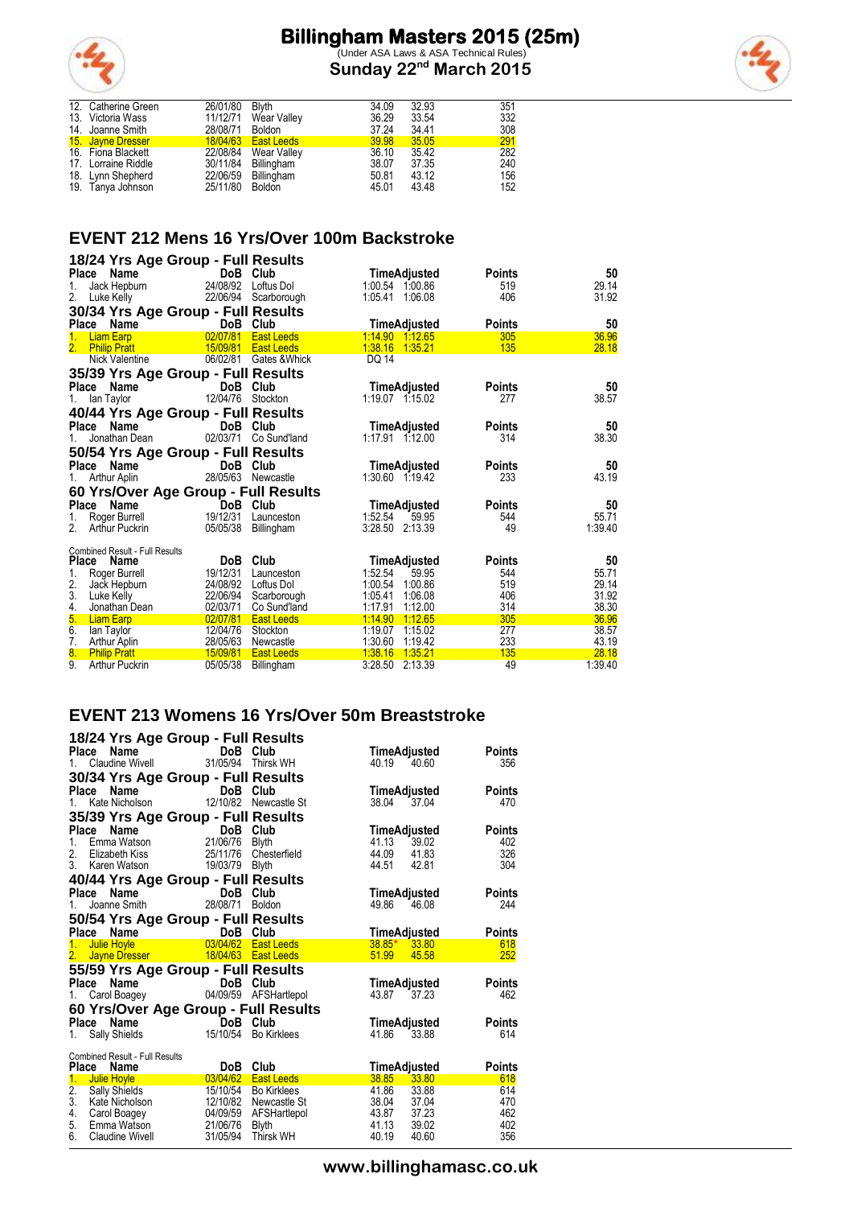# Billingham Masters 2015 (25m)

(Under ASA Laws & ASA Technical Rules)

**Sunday 22nd March 2015**

| Place | Name | DoB | Club | Time | Adjusted | Points |
|---|---|---|---|---|---|---|
| 12. | Catherine Green | 26/01/80 | Blyth | 34.09 | 32.93 | 351 |
| 13. | Victoria Wass | 11/12/71 | Wear Valley | 36.29 | 33.54 | 332 |
| 14. | Joanne Smith | 28/08/71 | Boldon | 37.24 | 34.41 | 308 |
| 15. | Jayne Dresser | 18/04/63 | East Leeds | 39.98 | 35.05 | 291 |
| 16. | Fiona Blackett | 22/08/84 | Wear Valley | 36.10 | 35.42 | 282 |
| 17. | Lorraine Riddle | 30/11/84 | Billingham | 38.07 | 37.35 | 240 |
| 18. | Lynn Shepherd | 22/06/59 | Billingham | 50.81 | 43.12 | 156 |
| 19. | Tanya Johnson | 25/11/80 | Boldon | 45.01 | 43.48 | 152 |

## EVENT 212 Mens 16 Yrs/Over 100m Backstroke

### 18/24 Yrs Age Group - Full Results

| Place | Name | DoB | Club | Time | Adjusted | Points | 50 |
|---|---|---|---|---|---|---|---|
| 1. | Jack Hepburn | 24/08/92 | Loftus Dol | 1:00.54 | 1:00.86 | 519 | 29.14 |
| 2. | Luke Kelly | 22/06/94 | Scarborough | 1:05.41 | 1:06.08 | 406 | 31.92 |

### 30/34 Yrs Age Group - Full Results

| Place | Name | DoB | Club | Time | Adjusted | Points | 50 |
|---|---|---|---|---|---|---|---|
| 1. | Liam Earp | 02/07/81 | East Leeds | 1:14.90 | 1:12.65 | 305 | 36.96 |
| 2. | Philip Pratt | 15/09/81 | East Leeds | 1:38.16 | 1:35.21 | 135 | 28.18 |
| | Nick Valentine | 06/02/81 | Gates &Whick | DQ 14 | | | |

### 35/39 Yrs Age Group - Full Results

| Place | Name | DoB | Club | Time | Adjusted | Points | 50 |
|---|---|---|---|---|---|---|---|
| 1. | Ian Taylor | 12/04/76 | Stockton | 1:19.07 | 1:15.02 | 277 | 38.57 |

### 40/44 Yrs Age Group - Full Results

| Place | Name | DoB | Club | Time | Adjusted | Points | 50 |
|---|---|---|---|---|---|---|---|
| 1. | Jonathan Dean | 02/03/71 | Co Sund'land | 1:17.91 | 1:12.00 | 314 | 38.30 |

### 50/54 Yrs Age Group - Full Results

| Place | Name | DoB | Club | Time | Adjusted | Points | 50 |
|---|---|---|---|---|---|---|---|
| 1. | Arthur Aplin | 28/05/63 | Newcastle | 1:30.60 | 1:19.42 | 233 | 43.19 |

### 60 Yrs/Over Age Group - Full Results

| Place | Name | DoB | Club | Time | Adjusted | Points | 50 |
|---|---|---|---|---|---|---|---|
| 1. | Roger Burrell | 19/12/31 | Launceston | 1:52.54 | 59.95 | 544 | 55.71 |
| 2. | Arthur Puckrin | 05/05/38 | Billingham | 3:28.50 | 2:13.39 | 49 | 1:39.40 |

Combined Result - Full Results

| Place | Name | DoB | Club | Time | Adjusted | Points | 50 |
|---|---|---|---|---|---|---|---|
| 1. | Roger Burrell | 19/12/31 | Launceston | 1:52.54 | 59.95 | 544 | 55.71 |
| 2. | Jack Hepburn | 24/08/92 | Loftus Dol | 1:00.54 | 1:00.86 | 519 | 29.14 |
| 3. | Luke Kelly | 22/06/94 | Scarborough | 1:05.41 | 1:06.08 | 406 | 31.92 |
| 4. | Jonathan Dean | 02/03/71 | Co Sund'land | 1:17.91 | 1:12.00 | 314 | 38.30 |
| 5. | Liam Earp | 02/07/81 | East Leeds | 1:14.90 | 1:12.65 | 305 | 36.96 |
| 6. | Ian Taylor | 12/04/76 | Stockton | 1:19.07 | 1:15.02 | 277 | 38.57 |
| 7. | Arthur Aplin | 28/05/63 | Newcastle | 1:30.60 | 1:19.42 | 233 | 43.19 |
| 8. | Philip Pratt | 15/09/81 | East Leeds | 1:38.16 | 1:35.21 | 135 | 28.18 |
| 9. | Arthur Puckrin | 05/05/38 | Billingham | 3:28.50 | 2:13.39 | 49 | 1:39.40 |

## EVENT 213 Womens 16 Yrs/Over 50m Breaststroke

### 18/24 Yrs Age Group - Full Results

| Place | Name | DoB | Club | Time | Adjusted | Points |
|---|---|---|---|---|---|---|
| 1. | Claudine Wivell | 31/05/94 | Thirsk WH | 40.19 | 40.60 | 356 |

### 30/34 Yrs Age Group - Full Results

| Place | Name | DoB | Club | Time | Adjusted | Points |
|---|---|---|---|---|---|---|
| 1. | Kate Nicholson | 12/10/82 | Newcastle St | 38.04 | 37.04 | 470 |

### 35/39 Yrs Age Group - Full Results

| Place | Name | DoB | Club | Time | Adjusted | Points |
|---|---|---|---|---|---|---|
| 1. | Emma Watson | 21/06/76 | Blyth | 41.13 | 39.02 | 402 |
| 2. | Elizabeth Kiss | 25/11/76 | Chesterfield | 44.09 | 41.83 | 326 |
| 3. | Karen Watson | 19/03/79 | Blyth | 44.51 | 42.81 | 304 |

### 40/44 Yrs Age Group - Full Results

| Place | Name | DoB | Club | Time | Adjusted | Points |
|---|---|---|---|---|---|---|
| 1. | Joanne Smith | 28/08/71 | Boldon | 49.86 | 46.08 | 244 |

### 50/54 Yrs Age Group - Full Results

| Place | Name | DoB | Club | Time | Adjusted | Points |
|---|---|---|---|---|---|---|
| 1. | Julie Hoyle | 03/04/62 | East Leeds | 38.85* | 33.80 | 618 |
| 2. | Jayne Dresser | 18/04/63 | East Leeds | 51.99 | 45.58 | 252 |

### 55/59 Yrs Age Group - Full Results

| Place | Name | DoB | Club | Time | Adjusted | Points |
|---|---|---|---|---|---|---|
| 1. | Carol Boagey | 04/09/59 | AFSHartlepol | 43.87 | 37.23 | 462 |

### 60 Yrs/Over Age Group - Full Results

| Place | Name | DoB | Club | Time | Adjusted | Points |
|---|---|---|---|---|---|---|
| 1. | Sally Shields | 15/10/54 | Bo Kirklees | 41.86 | 33.88 | 614 |

Combined Result - Full Results

| Place | Name | DoB | Club | Time | Adjusted | Points |
|---|---|---|---|---|---|---|
| 1. | Julie Hoyle | 03/04/62 | East Leeds | 38.85 | 33.80 | 618 |
| 2. | Sally Shields | 15/10/54 | Bo Kirklees | 41.86 | 33.88 | 614 |
| 3. | Kate Nicholson | 12/10/82 | Newcastle St | 38.04 | 37.04 | 470 |
| 4. | Carol Boagey | 04/09/59 | AFSHartlepol | 43.87 | 37.23 | 462 |
| 5. | Emma Watson | 21/06/76 | Blyth | 41.13 | 39.02 | 402 |
| 6. | Claudine Wivell | 31/05/94 | Thirsk WH | 40.19 | 40.60 | 356 |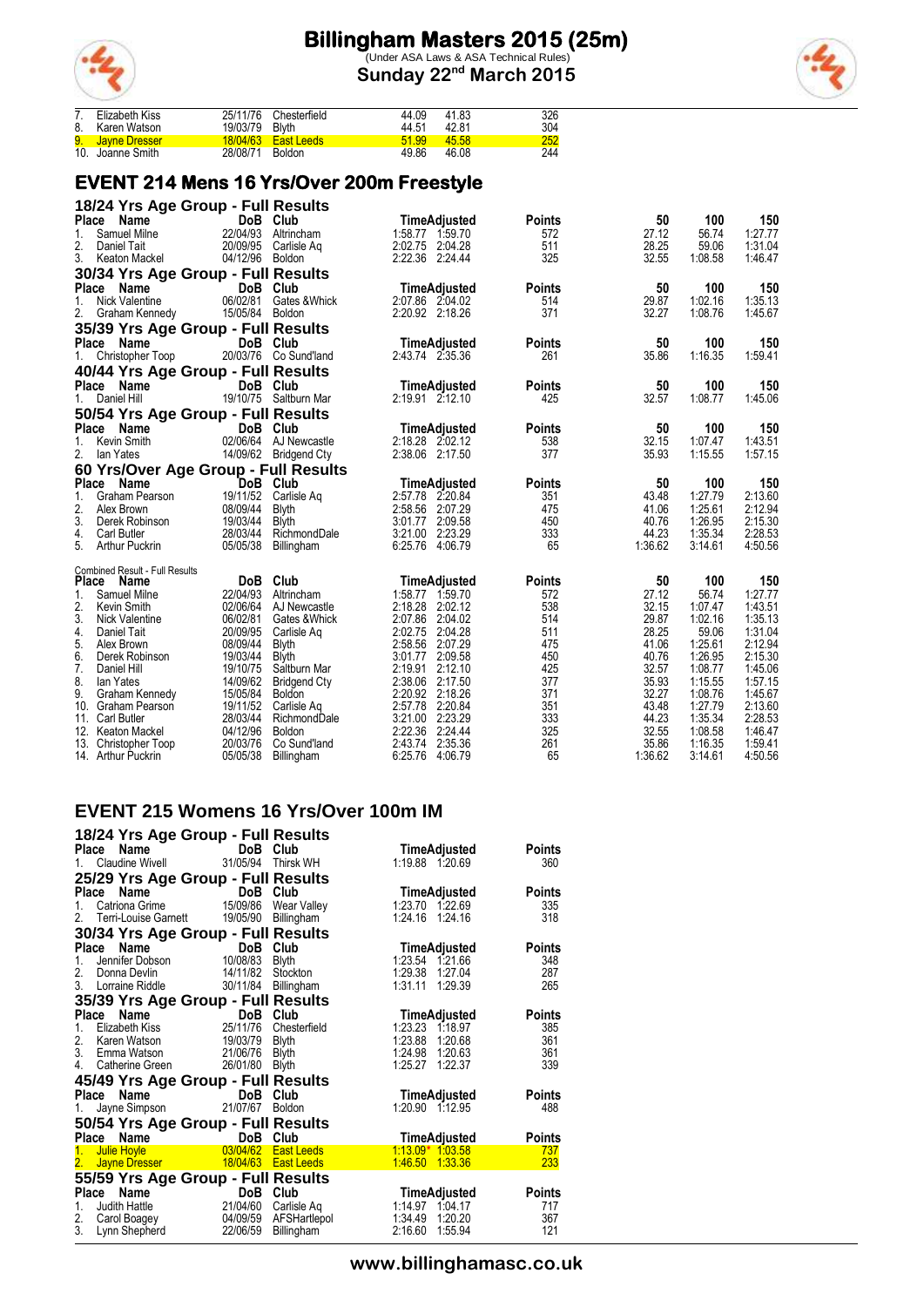| | | | | | | |
|---|---|---|---|---|---|---|
| 7. | Elizabeth Kiss | 25/11/76 | Chesterfield | 44.09 | 41.83 | 326 |
| 8. | Karen Watson | 19/03/79 | Blyth | 44.51 | 42.81 | 304 |
| 9. | Jayne Dresser | 18/04/63 | East Leeds | 51.99 | 45.58 | 252 |
| 10. | Joanne Smith | 28/08/71 | Boldon | 49.86 | 46.08 | 244 |

## EVENT 214 Mens 16 Yrs/Over 200m Freestyle

### 18/24 Yrs Age Group - Full Results

| Place | Name | DoB | Club | Time | Adjusted | Points | 50 | 100 | 150 |
|---|---|---|---|---|---|---|---|---|---|
| 1. | Samuel Milne | 22/04/93 | Altrincham | 1:58.77 | 1:59.70 | 572 | 27.12 | 56.74 | 1:27.77 |
| 2. | Daniel Tait | 20/09/95 | Carlisle Aq | 2:02.75 | 2:04.28 | 511 | 28.25 | 59.06 | 1:31.04 |
| 3. | Keaton Mackel | 04/12/96 | Boldon | 2:22.36 | 2:24.44 | 325 | 32.55 | 1:08.58 | 1:46.47 |

### 30/34 Yrs Age Group - Full Results

| Place | Name | DoB | Club | Time | Adjusted | Points | 50 | 100 | 150 |
|---|---|---|---|---|---|---|---|---|---|
| 1. | Nick Valentine | 06/02/81 | Gates &Whick | 2:07.86 | 2:04.02 | 514 | 29.87 | 1:02.16 | 1:35.13 |
| 2. | Graham Kennedy | 15/05/84 | Boldon | 2:20.92 | 2:18.26 | 371 | 32.27 | 1:08.76 | 1:45.67 |

### 35/39 Yrs Age Group - Full Results

| Place | Name | DoB | Club | Time | Adjusted | Points | 50 | 100 | 150 |
|---|---|---|---|---|---|---|---|---|---|
| 1. | Christopher Toop | 20/03/76 | Co Sund'land | 2:43.74 | 2:35.36 | 261 | 35.86 | 1:16.35 | 1:59.41 |

### 40/44 Yrs Age Group - Full Results

| Place | Name | DoB | Club | Time | Adjusted | Points | 50 | 100 | 150 |
|---|---|---|---|---|---|---|---|---|---|
| 1. | Daniel Hill | 19/10/75 | Saltburn Mar | 2:19.91 | 2:12.10 | 425 | 32.57 | 1:08.77 | 1:45.06 |

### 50/54 Yrs Age Group - Full Results

| Place | Name | DoB | Club | Time | Adjusted | Points | 50 | 100 | 150 |
|---|---|---|---|---|---|---|---|---|---|
| 1. | Kevin Smith | 02/06/64 | AJ Newcastle | 2:18.28 | 2:02.12 | 538 | 32.15 | 1:07.47 | 1:43.51 |
| 2. | Ian Yates | 14/09/62 | Bridgend Cty | 2:38.06 | 2:17.50 | 377 | 35.93 | 1:15.55 | 1:57.15 |

### 60 Yrs/Over Age Group - Full Results

| Place | Name | DoB | Club | Time | Adjusted | Points | 50 | 100 | 150 |
|---|---|---|---|---|---|---|---|---|---|
| 1. | Graham Pearson | 19/11/52 | Carlisle Aq | 2:57.78 | 2:20.84 | 351 | 43.48 | 1:27.79 | 2:13.60 |
| 2. | Alex Brown | 08/09/44 | Blyth | 2:58.56 | 2:07.29 | 475 | 41.06 | 1:25.61 | 2:12.94 |
| 3. | Derek Robinson | 19/03/44 | Blyth | 3:01.77 | 2:09.58 | 450 | 40.76 | 1:26.95 | 2:15.30 |
| 4. | Carl Butler | 28/03/44 | RichmondDale | 3:21.00 | 2:23.29 | 333 | 44.23 | 1:35.34 | 2:28.53 |
| 5. | Arthur Puckrin | 05/05/38 | Billingham | 6:25.76 | 4:06.79 | 65 | 1:36.62 | 3:14.61 | 4:50.56 |

Combined Result - Full Results

| Place | Name | DoB | Club | Time | Adjusted | Points | 50 | 100 | 150 |
|---|---|---|---|---|---|---|---|---|---|
| 1. | Samuel Milne | 22/04/93 | Altrincham | 1:58.77 | 1:59.70 | 572 | 27.12 | 56.74 | 1:27.77 |
| 2. | Kevin Smith | 02/06/64 | AJ Newcastle | 2:18.28 | 2:02.12 | 538 | 32.15 | 1:07.47 | 1:43.51 |
| 3. | Nick Valentine | 06/02/81 | Gates &Whick | 2:07.86 | 2:04.02 | 514 | 29.87 | 1:02.16 | 1:35.13 |
| 4. | Daniel Tait | 20/09/95 | Carlisle Aq | 2:02.75 | 2:04.28 | 511 | 28.25 | 59.06 | 1:31.04 |
| 5. | Alex Brown | 08/09/44 | Blyth | 2:58.56 | 2:07.29 | 475 | 41.06 | 1:25.61 | 2:12.94 |
| 6. | Derek Robinson | 19/03/44 | Blyth | 3:01.77 | 2:09.58 | 450 | 40.76 | 1:26.95 | 2:15.30 |
| 7. | Daniel Hill | 19/10/75 | Saltburn Mar | 2:19.91 | 2:12.10 | 425 | 32.57 | 1:08.77 | 1:45.06 |
| 8. | Ian Yates | 14/09/62 | Bridgend Cty | 2:38.06 | 2:17.50 | 377 | 35.93 | 1:15.55 | 1:57.15 |
| 9. | Graham Kennedy | 15/05/84 | Boldon | 2:20.92 | 2:18.26 | 371 | 32.27 | 1:08.76 | 1:45.67 |
| 10. | Graham Pearson | 19/11/52 | Carlisle Aq | 2:57.78 | 2:20.84 | 351 | 43.48 | 1:27.79 | 2:13.60 |
| 11. | Carl Butler | 28/03/44 | RichmondDale | 3:21.00 | 2:23.29 | 333 | 44.23 | 1:35.34 | 2:28.53 |
| 12. | Keaton Mackel | 04/12/96 | Boldon | 2:22.36 | 2:24.44 | 325 | 32.55 | 1:08.58 | 1:46.47 |
| 13. | Christopher Toop | 20/03/76 | Co Sund'land | 2:43.74 | 2:35.36 | 261 | 35.86 | 1:16.35 | 1:59.41 |
| 14. | Arthur Puckrin | 05/05/38 | Billingham | 6:25.76 | 4:06.79 | 65 | 1:36.62 | 3:14.61 | 4:50.56 |

## EVENT 215 Womens 16 Yrs/Over 100m IM

### 18/24 Yrs Age Group - Full Results

| Place | Name | DoB | Club | Time | Adjusted | Points |
|---|---|---|---|---|---|---|
| 1. | Claudine Wivell | 31/05/94 | Thirsk WH | 1:19.88 | 1:20.69 | 360 |

### 25/29 Yrs Age Group - Full Results

| Place | Name | DoB | Club | Time | Adjusted | Points |
|---|---|---|---|---|---|---|
| 1. | Catriona Grime | 15/09/86 | Wear Valley | 1:23.70 | 1:22.69 | 335 |
| 2. | Terri-Louise Garnett | 19/05/90 | Billingham | 1:24.16 | 1:24.16 | 318 |

### 30/34 Yrs Age Group - Full Results

| Place | Name | DoB | Club | Time | Adjusted | Points |
|---|---|---|---|---|---|---|
| 1. | Jennifer Dobson | 10/08/83 | Blyth | 1:23.54 | 1:21.66 | 348 |
| 2. | Donna Devlin | 14/11/82 | Stockton | 1:29.38 | 1:27.04 | 287 |
| 3. | Lorraine Riddle | 30/11/84 | Billingham | 1:31.11 | 1:29.39 | 265 |

### 35/39 Yrs Age Group - Full Results

| Place | Name | DoB | Club | Time | Adjusted | Points |
|---|---|---|---|---|---|---|
| 1. | Elizabeth Kiss | 25/11/76 | Chesterfield | 1:23.23 | 1:18.97 | 385 |
| 2. | Karen Watson | 19/03/79 | Blyth | 1:23.88 | 1:20.68 | 361 |
| 3. | Emma Watson | 21/06/76 | Blyth | 1:24.98 | 1:20.63 | 361 |
| 4. | Catherine Green | 26/01/80 | Blyth | 1:25.27 | 1:22.37 | 339 |

### 45/49 Yrs Age Group - Full Results

| Place | Name | DoB | Club | Time | Adjusted | Points |
|---|---|---|---|---|---|---|
| 1. | Jayne Simpson | 21/07/67 | Boldon | 1:20.90 | 1:12.95 | 488 |

### 50/54 Yrs Age Group - Full Results

| Place | Name | DoB | Club | Time | Adjusted | Points |
|---|---|---|---|---|---|---|
| 1. | Julie Hoyle | 03/04/62 | East Leeds | 1:13.09* | 1:03.58 | 737 |
| 2. | Jayne Dresser | 18/04/63 | East Leeds | 1:46.50 | 1:33.36 | 233 |

### 55/59 Yrs Age Group - Full Results

| Place | Name | DoB | Club | Time | Adjusted | Points |
|---|---|---|---|---|---|---|
| 1. | Judith Hattle | 21/04/60 | Carlisle Aq | 1:14.97 | 1:04.17 | 717 |
| 2. | Carol Boagey | 04/09/59 | AFSHartlepol | 1:34.49 | 1:20.20 | 367 |
| 3. | Lynn Shepherd | 22/06/59 | Billingham | 2:16.60 | 1:55.94 | 121 |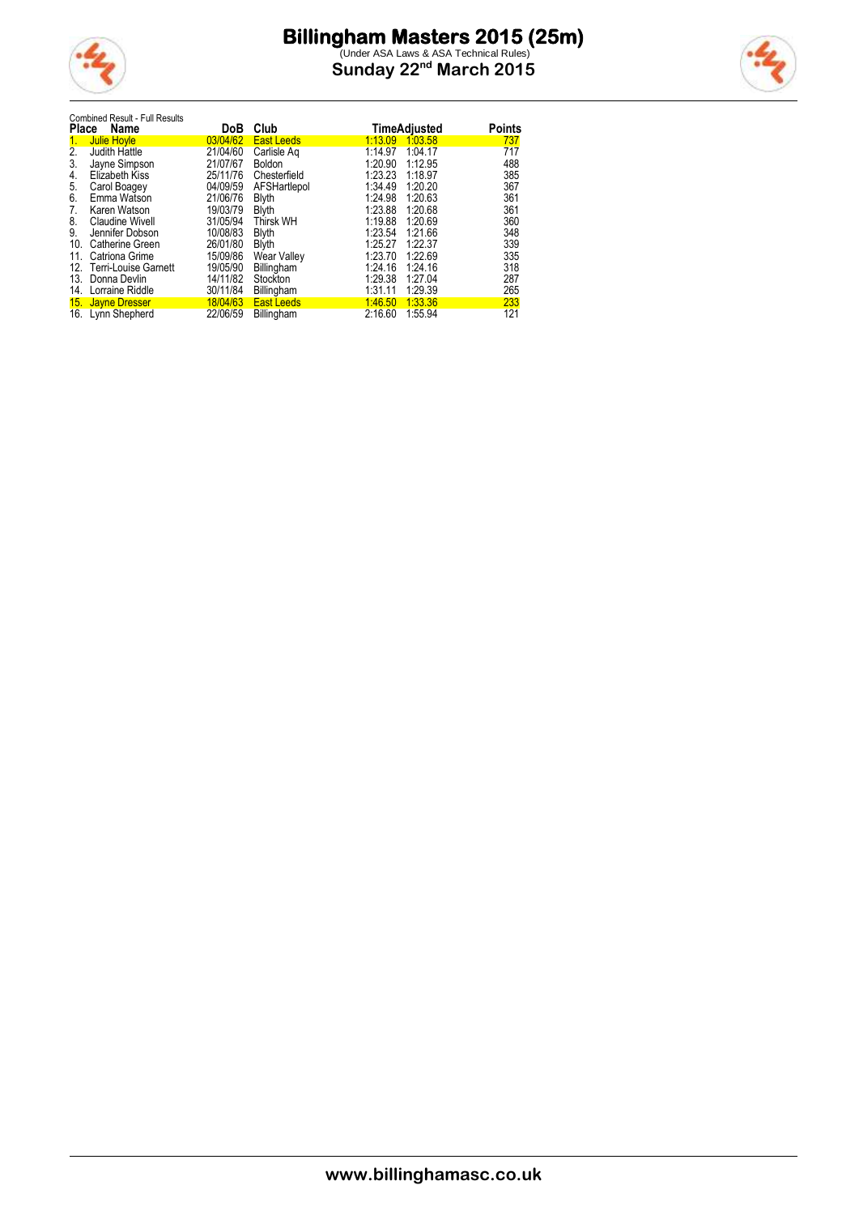# Billingham Masters 2015 (25m)

(Under ASA Laws & ASA Technical Rules)

**Sunday 22nd March 2015**

Combined Result - Full Results

| Place | Name | DoB | Club | Time | Adjusted | Points |
|---|---|---|---|---|---|---|
| 1. | Julie Hoyle | 03/04/62 | East Leeds | 1:13.09 | 1:03.58 | 737 |
| 2. | Judith Hattle | 21/04/60 | Carlisle Aq | 1:14.97 | 1:04.17 | 717 |
| 3. | Jayne Simpson | 21/07/67 | Boldon | 1:20.90 | 1:12.95 | 488 |
| 4. | Elizabeth Kiss | 25/11/76 | Chesterfield | 1:23.23 | 1:18.97 | 385 |
| 5. | Carol Boagey | 04/09/59 | AFSHartlepol | 1:34.49 | 1:20.20 | 367 |
| 6. | Emma Watson | 21/06/76 | Blyth | 1:24.98 | 1:20.63 | 361 |
| 7. | Karen Watson | 19/03/79 | Blyth | 1:23.88 | 1:20.68 | 361 |
| 8. | Claudine Wivell | 31/05/94 | Thirsk WH | 1:19.88 | 1:20.69 | 360 |
| 9. | Jennifer Dobson | 10/08/83 | Blyth | 1:23.54 | 1:21.66 | 348 |
| 10. | Catherine Green | 26/01/80 | Blyth | 1:25.27 | 1:22.37 | 339 |
| 11. | Catriona Grime | 15/09/86 | Wear Valley | 1:23.70 | 1:22.69 | 335 |
| 12. | Terri-Louise Garnett | 19/05/90 | Billingham | 1:24.16 | 1:24.16 | 318 |
| 13. | Donna Devlin | 14/11/82 | Stockton | 1:29.38 | 1:27.04 | 287 |
| 14. | Lorraine Riddle | 30/11/84 | Billingham | 1:31.11 | 1:29.39 | 265 |
| 15. | Jayne Dresser | 18/04/63 | East Leeds | 1:46.50 | 1:33.36 | 233 |
| 16. | Lynn Shepherd | 22/06/59 | Billingham | 2:16.60 | 1:55.94 | 121 |

www.billinghamasc.co.uk